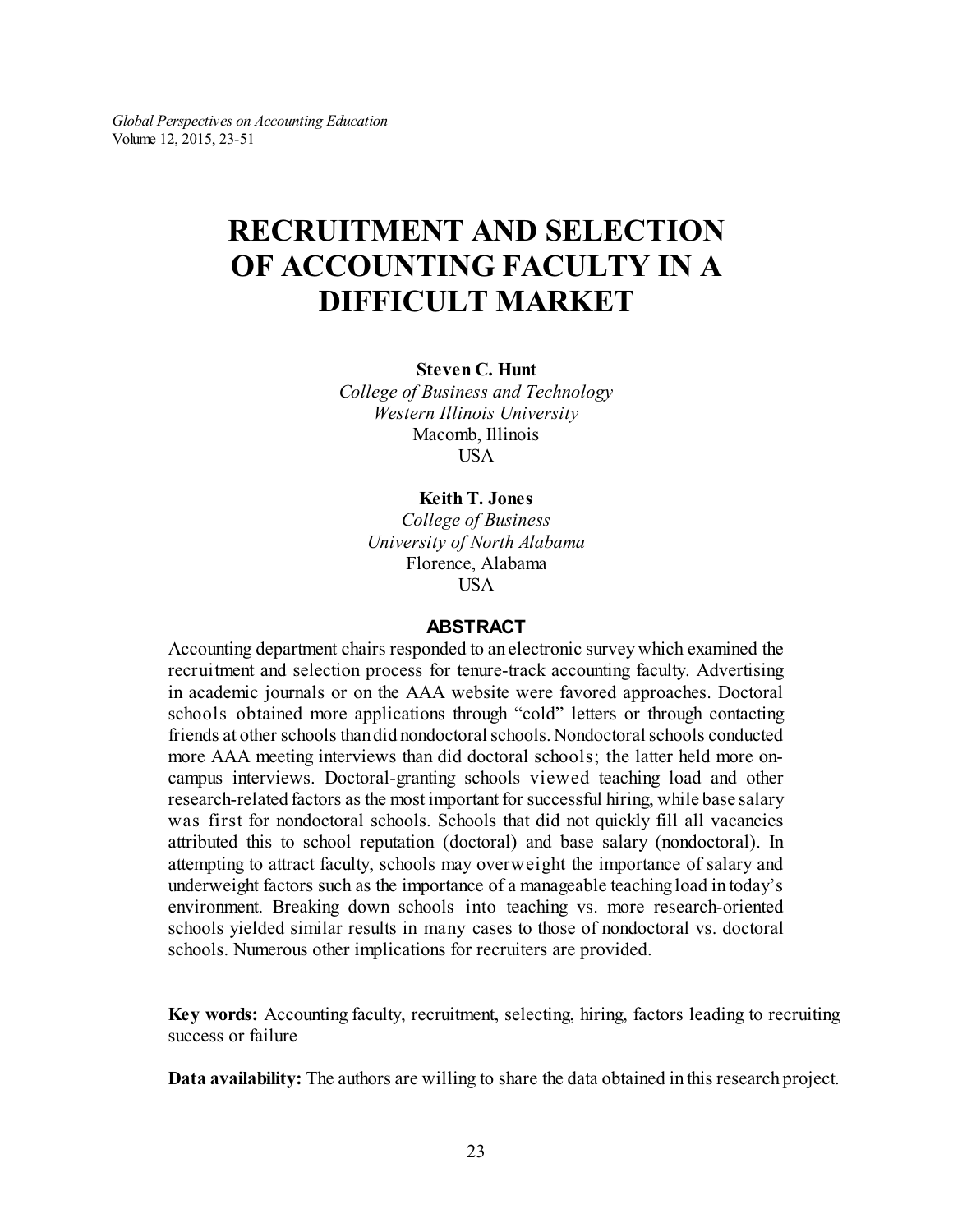# RECRUITMENT AND SELECTION OF ACCOUNTING FACULTY IN A DIFFICULT MARKET

**Steven C. Hunt**
*College of Business and Technology*
*Western Illinois University*
Macomb, Illinois
USA

**Keith T. Jones**
*College of Business*
*University of North Alabama*
Florence, Alabama
USA

## ABSTRACT

Accounting department chairs responded to an electronic survey which examined the recruitment and selection process for tenure-track accounting faculty. Advertising in academic journals or on the AAA website were favored approaches. Doctoral schools obtained more applications through "cold" letters or through contacting friends at other schools than did nondoctoral schools. Nondoctoral schools conducted more AAA meeting interviews than did doctoral schools; the latter held more on-campus interviews. Doctoral-granting schools viewed teaching load and other research-related factors as the most important for successful hiring, while base salary was first for nondoctoral schools. Schools that did not quickly fill all vacancies attributed this to school reputation (doctoral) and base salary (nondoctoral). In attempting to attract faculty, schools may overweight the importance of salary and underweight factors such as the importance of a manageable teaching load in today's environment. Breaking down schools into teaching vs. more research-oriented schools yielded similar results in many cases to those of nondoctoral vs. doctoral schools. Numerous other implications for recruiters are provided.

**Key words:** Accounting faculty, recruitment, selecting, hiring, factors leading to recruiting success or failure

**Data availability:** The authors are willing to share the data obtained in this research project.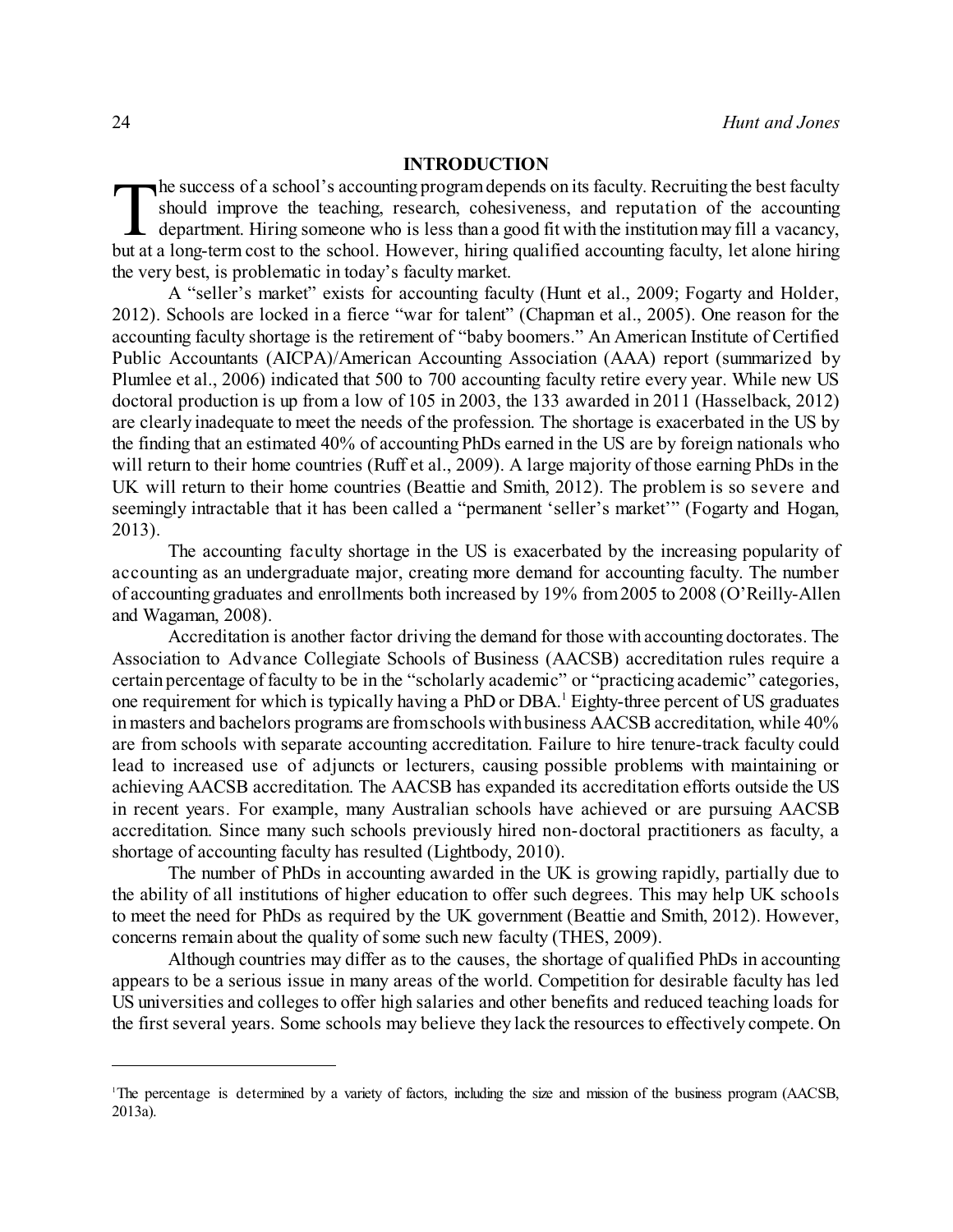## INTRODUCTION

The success of a school's accounting program depends on its faculty. Recruiting the best faculty should improve the teaching, research, cohesiveness, and reputation of the accounting department. Hiring someone who is less than a good fit with the institution may fill a vacancy, but at a long-term cost to the school. However, hiring qualified accounting faculty, let alone hiring the very best, is problematic in today's faculty market.

A "seller's market" exists for accounting faculty (Hunt et al., 2009; Fogarty and Holder, 2012). Schools are locked in a fierce "war for talent" (Chapman et al., 2005). One reason for the accounting faculty shortage is the retirement of "baby boomers." An American Institute of Certified Public Accountants (AICPA)/American Accounting Association (AAA) report (summarized by Plumlee et al., 2006) indicated that 500 to 700 accounting faculty retire every year. While new US doctoral production is up from a low of 105 in 2003, the 133 awarded in 2011 (Hasselback, 2012) are clearly inadequate to meet the needs of the profession. The shortage is exacerbated in the US by the finding that an estimated 40% of accounting PhDs earned in the US are by foreign nationals who will return to their home countries (Ruff et al., 2009). A large majority of those earning PhDs in the UK will return to their home countries (Beattie and Smith, 2012). The problem is so severe and seemingly intractable that it has been called a "permanent 'seller's market'" (Fogarty and Hogan, 2013).

The accounting faculty shortage in the US is exacerbated by the increasing popularity of accounting as an undergraduate major, creating more demand for accounting faculty. The number of accounting graduates and enrollments both increased by 19% from 2005 to 2008 (O'Reilly-Allen and Wagaman, 2008).

Accreditation is another factor driving the demand for those with accounting doctorates. The Association to Advance Collegiate Schools of Business (AACSB) accreditation rules require a certain percentage of faculty to be in the "scholarly academic" or "practicing academic" categories, one requirement for which is typically having a PhD or DBA.[1] Eighty-three percent of US graduates in masters and bachelors programs are from schools with business AACSB accreditation, while 40% are from schools with separate accounting accreditation. Failure to hire tenure-track faculty could lead to increased use of adjuncts or lecturers, causing possible problems with maintaining or achieving AACSB accreditation. The AACSB has expanded its accreditation efforts outside the US in recent years. For example, many Australian schools have achieved or are pursuing AACSB accreditation. Since many such schools previously hired non-doctoral practitioners as faculty, a shortage of accounting faculty has resulted (Lightbody, 2010).

The number of PhDs in accounting awarded in the UK is growing rapidly, partially due to the ability of all institutions of higher education to offer such degrees. This may help UK schools to meet the need for PhDs as required by the UK government (Beattie and Smith, 2012). However, concerns remain about the quality of some such new faculty (THES, 2009).

Although countries may differ as to the causes, the shortage of qualified PhDs in accounting appears to be a serious issue in many areas of the world. Competition for desirable faculty has led US universities and colleges to offer high salaries and other benefits and reduced teaching loads for the first several years. Some schools may believe they lack the resources to effectively compete. On

---

[1] The percentage is determined by a variety of factors, including the size and mission of the business program (AACSB, 2013a).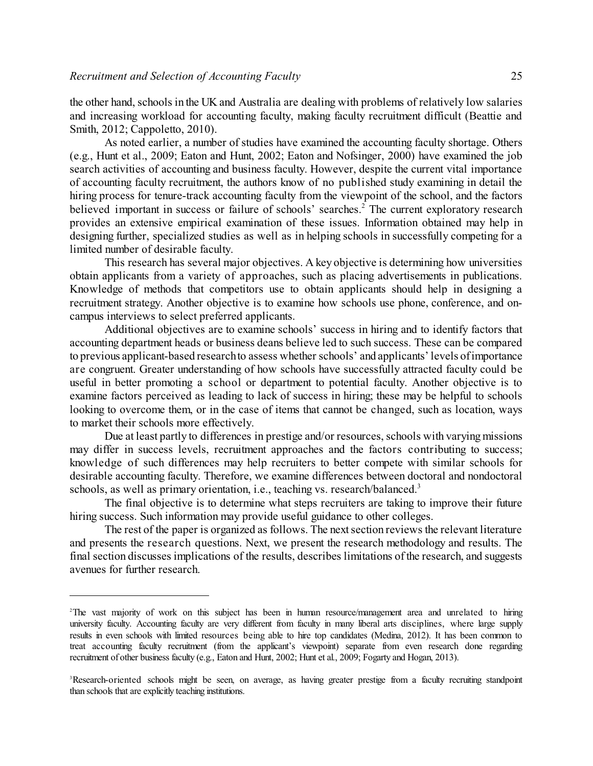the other hand, schools in the UK and Australia are dealing with problems of relatively low salaries and increasing workload for accounting faculty, making faculty recruitment difficult (Beattie and Smith, 2012; Cappoletto, 2010).

As noted earlier, a number of studies have examined the accounting faculty shortage. Others (e.g., Hunt et al., 2009; Eaton and Hunt, 2002; Eaton and Nofsinger, 2000) have examined the job search activities of accounting and business faculty. However, despite the current vital importance of accounting faculty recruitment, the authors know of no published study examining in detail the hiring process for tenure-track accounting faculty from the viewpoint of the school, and the factors believed important in success or failure of schools' searches.[2] The current exploratory research provides an extensive empirical examination of these issues. Information obtained may help in designing further, specialized studies as well as in helping schools in successfully competing for a limited number of desirable faculty.

This research has several major objectives. A key objective is determining how universities obtain applicants from a variety of approaches, such as placing advertisements in publications. Knowledge of methods that competitors use to obtain applicants should help in designing a recruitment strategy. Another objective is to examine how schools use phone, conference, and on-campus interviews to select preferred applicants.

Additional objectives are to examine schools' success in hiring and to identify factors that accounting department heads or business deans believe led to such success. These can be compared to previous applicant-based research to assess whether schools' and applicants' levels of importance are congruent. Greater understanding of how schools have successfully attracted faculty could be useful in better promoting a school or department to potential faculty. Another objective is to examine factors perceived as leading to lack of success in hiring; these may be helpful to schools looking to overcome them, or in the case of items that cannot be changed, such as location, ways to market their schools more effectively.

Due at least partly to differences in prestige and/or resources, schools with varying missions may differ in success levels, recruitment approaches and the factors contributing to success; knowledge of such differences may help recruiters to better compete with similar schools for desirable accounting faculty. Therefore, we examine differences between doctoral and nondoctoral schools, as well as primary orientation, i.e., teaching vs. research/balanced.[3]

The final objective is to determine what steps recruiters are taking to improve their future hiring success. Such information may provide useful guidance to other colleges.

The rest of the paper is organized as follows. The next section reviews the relevant literature and presents the research questions. Next, we present the research methodology and results. The final section discusses implications of the results, describes limitations of the research, and suggests avenues for further research.

---

[2] The vast majority of work on this subject has been in human resource/management area and unrelated to hiring university faculty. Accounting faculty are very different from faculty in many liberal arts disciplines, where large supply results in even schools with limited resources being able to hire top candidates (Medina, 2012). It has been common to treat accounting faculty recruitment (from the applicant's viewpoint) separate from even research done regarding recruitment of other business faculty (e.g., Eaton and Hunt, 2002; Hunt et al., 2009; Fogarty and Hogan, 2013).

[3] Research-oriented schools might be seen, on average, as having greater prestige from a faculty recruiting standpoint than schools that are explicitly teaching institutions.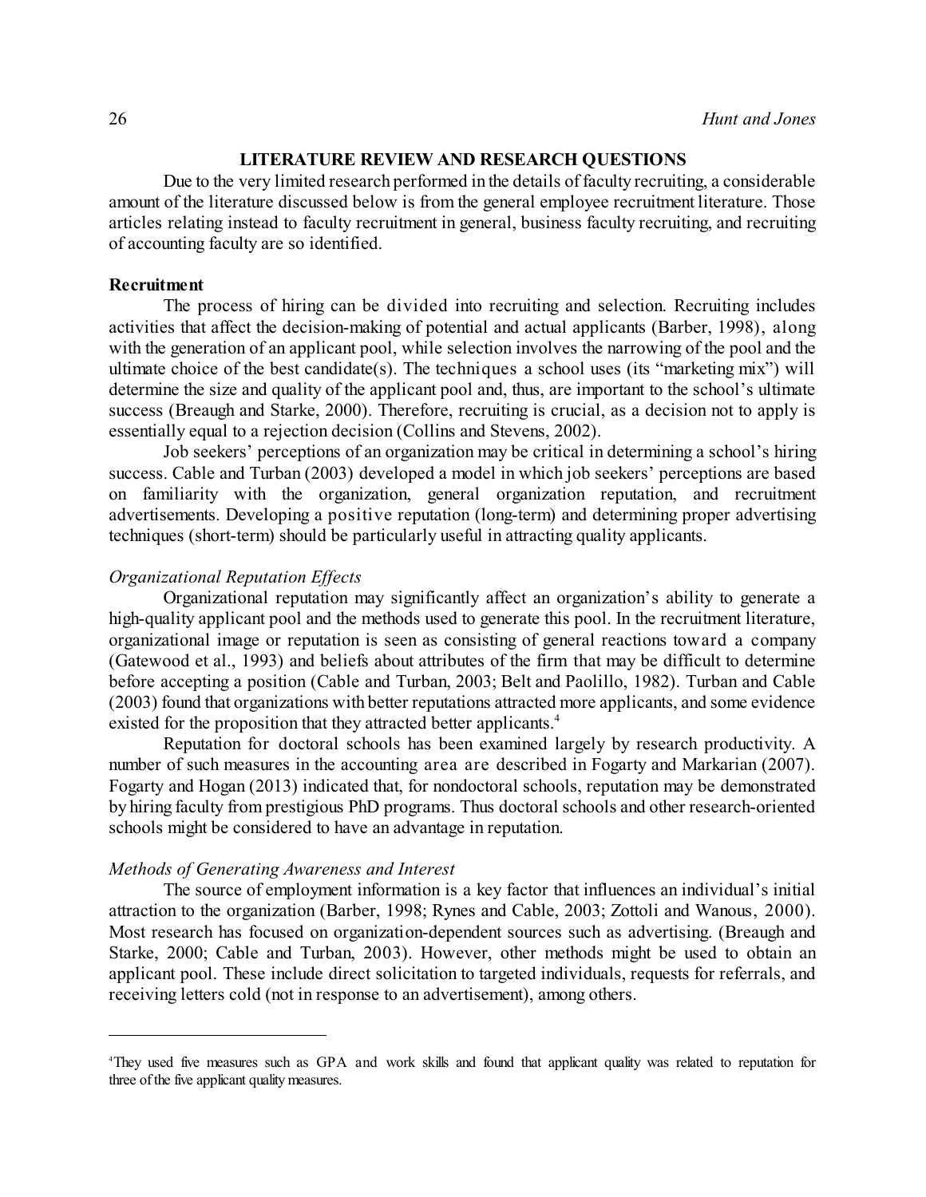## LITERATURE REVIEW AND RESEARCH QUESTIONS

Due to the very limited research performed in the details of faculty recruiting, a considerable amount of the literature discussed below is from the general employee recruitment literature. Those articles relating instead to faculty recruitment in general, business faculty recruiting, and recruiting of accounting faculty are so identified.

### Recruitment

The process of hiring can be divided into recruiting and selection. Recruiting includes activities that affect the decision-making of potential and actual applicants (Barber, 1998), along with the generation of an applicant pool, while selection involves the narrowing of the pool and the ultimate choice of the best candidate(s). The techniques a school uses (its "marketing mix") will determine the size and quality of the applicant pool and, thus, are important to the school's ultimate success (Breaugh and Starke, 2000). Therefore, recruiting is crucial, as a decision not to apply is essentially equal to a rejection decision (Collins and Stevens, 2002).

Job seekers' perceptions of an organization may be critical in determining a school's hiring success. Cable and Turban (2003) developed a model in which job seekers' perceptions are based on familiarity with the organization, general organization reputation, and recruitment advertisements. Developing a positive reputation (long-term) and determining proper advertising techniques (short-term) should be particularly useful in attracting quality applicants.

#### *Organizational Reputation Effects*

Organizational reputation may significantly affect an organization's ability to generate a high-quality applicant pool and the methods used to generate this pool. In the recruitment literature, organizational image or reputation is seen as consisting of general reactions toward a company (Gatewood et al., 1993) and beliefs about attributes of the firm that may be difficult to determine before accepting a position (Cable and Turban, 2003; Belt and Paolillo, 1982). Turban and Cable (2003) found that organizations with better reputations attracted more applicants, and some evidence existed for the proposition that they attracted better applicants.[4]

Reputation for doctoral schools has been examined largely by research productivity. A number of such measures in the accounting area are described in Fogarty and Markarian (2007). Fogarty and Hogan (2013) indicated that, for nondoctoral schools, reputation may be demonstrated by hiring faculty from prestigious PhD programs. Thus doctoral schools and other research-oriented schools might be considered to have an advantage in reputation.

#### *Methods of Generating Awareness and Interest*

The source of employment information is a key factor that influences an individual's initial attraction to the organization (Barber, 1998; Rynes and Cable, 2003; Zottoli and Wanous, 2000). Most research has focused on organization-dependent sources such as advertising. (Breaugh and Starke, 2000; Cable and Turban, 2003). However, other methods might be used to obtain an applicant pool. These include direct solicitation to targeted individuals, requests for referrals, and receiving letters cold (not in response to an advertisement), among others.

---

[4] They used five measures such as GPA and work skills and found that applicant quality was related to reputation for three of the five applicant quality measures.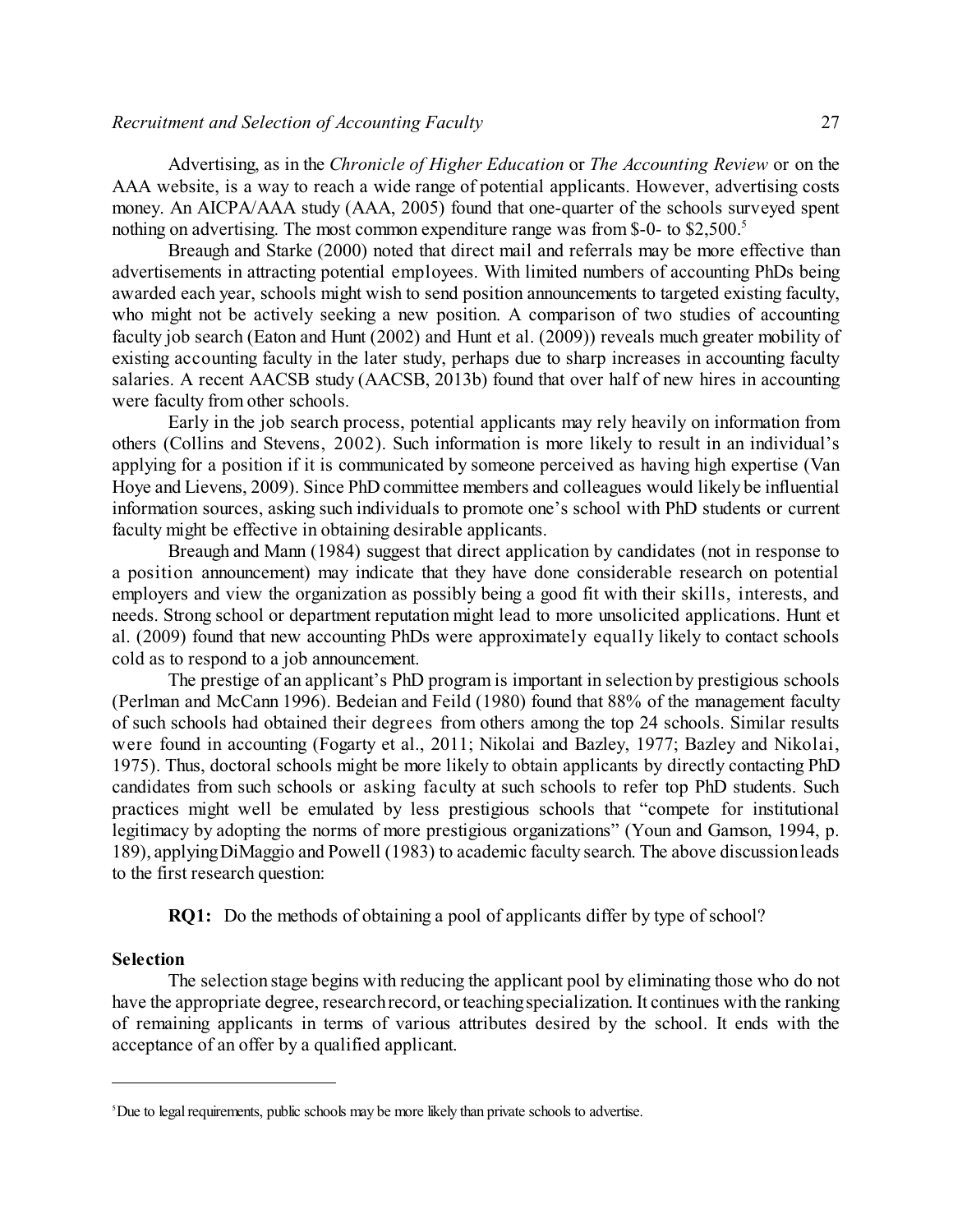Advertising, as in the *Chronicle of Higher Education* or *The Accounting Review* or on the AAA website, is a way to reach a wide range of potential applicants. However, advertising costs money. An AICPA/AAA study (AAA, 2005) found that one-quarter of the schools surveyed spent nothing on advertising. The most common expenditure range was from $-0- to $2,500.[5]

Breaugh and Starke (2000) noted that direct mail and referrals may be more effective than advertisements in attracting potential employees. With limited numbers of accounting PhDs being awarded each year, schools might wish to send position announcements to targeted existing faculty, who might not be actively seeking a new position. A comparison of two studies of accounting faculty job search (Eaton and Hunt (2002) and Hunt et al. (2009)) reveals much greater mobility of existing accounting faculty in the later study, perhaps due to sharp increases in accounting faculty salaries. A recent AACSB study (AACSB, 2013b) found that over half of new hires in accounting were faculty from other schools.

Early in the job search process, potential applicants may rely heavily on information from others (Collins and Stevens, 2002). Such information is more likely to result in an individual's applying for a position if it is communicated by someone perceived as having high expertise (Van Hoye and Lievens, 2009). Since PhD committee members and colleagues would likely be influential information sources, asking such individuals to promote one's school with PhD students or current faculty might be effective in obtaining desirable applicants.

Breaugh and Mann (1984) suggest that direct application by candidates (not in response to a position announcement) may indicate that they have done considerable research on potential employers and view the organization as possibly being a good fit with their skills, interests, and needs. Strong school or department reputation might lead to more unsolicited applications. Hunt et al. (2009) found that new accounting PhDs were approximately equally likely to contact schools cold as to respond to a job announcement.

The prestige of an applicant's PhD program is important in selection by prestigious schools (Perlman and McCann 1996). Bedeian and Feild (1980) found that 88% of the management faculty of such schools had obtained their degrees from others among the top 24 schools. Similar results were found in accounting (Fogarty et al., 2011; Nikolai and Bazley, 1977; Bazley and Nikolai, 1975). Thus, doctoral schools might be more likely to obtain applicants by directly contacting PhD candidates from such schools or asking faculty at such schools to refer top PhD students. Such practices might well be emulated by less prestigious schools that "compete for institutional legitimacy by adopting the norms of more prestigious organizations" (Youn and Gamson, 1994, p. 189), applying DiMaggio and Powell (1983) to academic faculty search. The above discussion leads to the first research question:

**RQ1:** Do the methods of obtaining a pool of applicants differ by type of school?

### Selection

The selection stage begins with reducing the applicant pool by eliminating those who do not have the appropriate degree, research record, or teaching specialization. It continues with the ranking of remaining applicants in terms of various attributes desired by the school. It ends with the acceptance of an offer by a qualified applicant.

---

[5]Due to legal requirements, public schools may be more likely than private schools to advertise.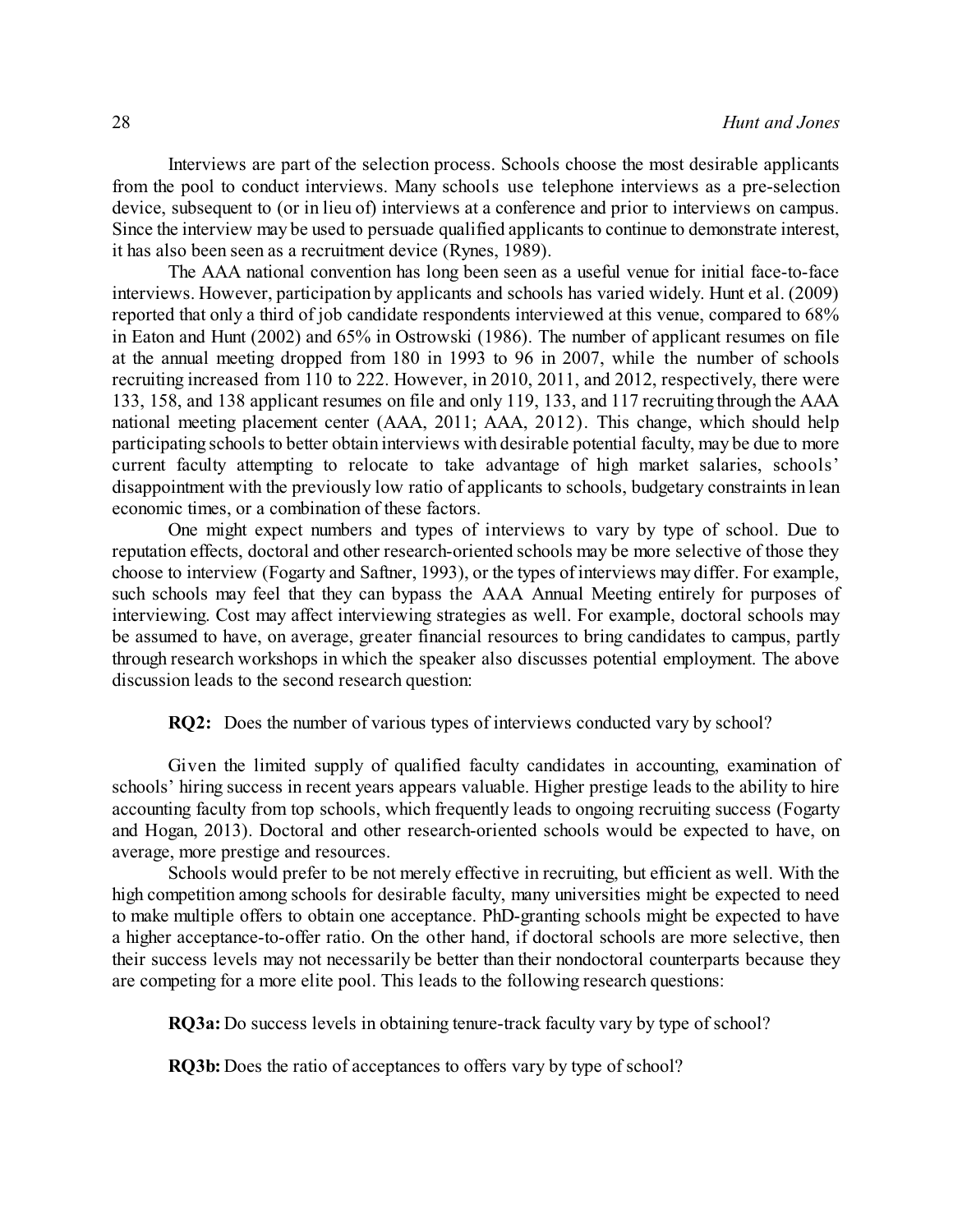Interviews are part of the selection process. Schools choose the most desirable applicants from the pool to conduct interviews. Many schools use telephone interviews as a pre-selection device, subsequent to (or in lieu of) interviews at a conference and prior to interviews on campus. Since the interview may be used to persuade qualified applicants to continue to demonstrate interest, it has also been seen as a recruitment device (Rynes, 1989).

The AAA national convention has long been seen as a useful venue for initial face-to-face interviews. However, participation by applicants and schools has varied widely. Hunt et al. (2009) reported that only a third of job candidate respondents interviewed at this venue, compared to 68% in Eaton and Hunt (2002) and 65% in Ostrowski (1986). The number of applicant resumes on file at the annual meeting dropped from 180 in 1993 to 96 in 2007, while the number of schools recruiting increased from 110 to 222. However, in 2010, 2011, and 2012, respectively, there were 133, 158, and 138 applicant resumes on file and only 119, 133, and 117 recruiting through the AAA national meeting placement center (AAA, 2011; AAA, 2012). This change, which should help participating schools to better obtain interviews with desirable potential faculty, may be due to more current faculty attempting to relocate to take advantage of high market salaries, schools' disappointment with the previously low ratio of applicants to schools, budgetary constraints in lean economic times, or a combination of these factors.

One might expect numbers and types of interviews to vary by type of school. Due to reputation effects, doctoral and other research-oriented schools may be more selective of those they choose to interview (Fogarty and Saftner, 1993), or the types of interviews may differ. For example, such schools may feel that they can bypass the AAA Annual Meeting entirely for purposes of interviewing. Cost may affect interviewing strategies as well. For example, doctoral schools may be assumed to have, on average, greater financial resources to bring candidates to campus, partly through research workshops in which the speaker also discusses potential employment. The above discussion leads to the second research question:

**RQ2:** Does the number of various types of interviews conducted vary by school?

Given the limited supply of qualified faculty candidates in accounting, examination of schools' hiring success in recent years appears valuable. Higher prestige leads to the ability to hire accounting faculty from top schools, which frequently leads to ongoing recruiting success (Fogarty and Hogan, 2013). Doctoral and other research-oriented schools would be expected to have, on average, more prestige and resources.

Schools would prefer to be not merely effective in recruiting, but efficient as well. With the high competition among schools for desirable faculty, many universities might be expected to need to make multiple offers to obtain one acceptance. PhD-granting schools might be expected to have a higher acceptance-to-offer ratio. On the other hand, if doctoral schools are more selective, then their success levels may not necessarily be better than their nondoctoral counterparts because they are competing for a more elite pool. This leads to the following research questions:

**RQ3a:** Do success levels in obtaining tenure-track faculty vary by type of school?

**RQ3b:** Does the ratio of acceptances to offers vary by type of school?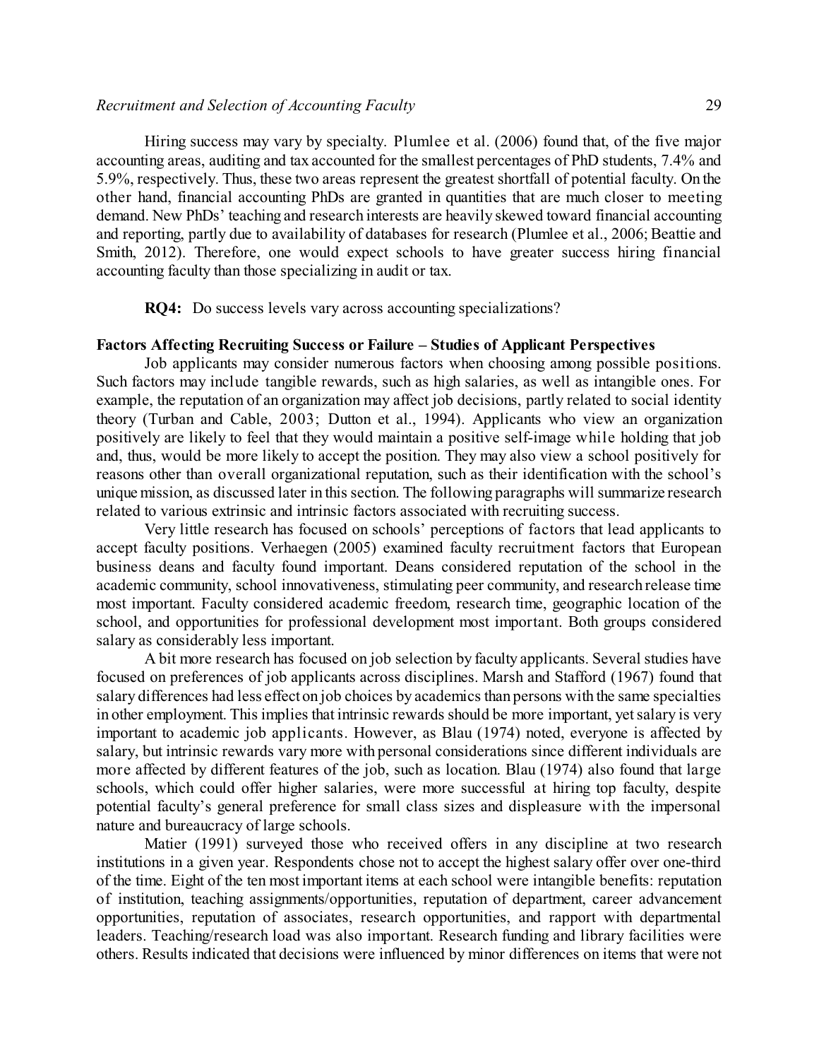Hiring success may vary by specialty. Plumlee et al. (2006) found that, of the five major accounting areas, auditing and tax accounted for the smallest percentages of PhD students, 7.4% and 5.9%, respectively. Thus, these two areas represent the greatest shortfall of potential faculty. On the other hand, financial accounting PhDs are granted in quantities that are much closer to meeting demand. New PhDs' teaching and research interests are heavily skewed toward financial accounting and reporting, partly due to availability of databases for research (Plumlee et al., 2006; Beattie and Smith, 2012). Therefore, one would expect schools to have greater success hiring financial accounting faculty than those specializing in audit or tax.

**RQ4:** Do success levels vary across accounting specializations?

### Factors Affecting Recruiting Success or Failure – Studies of Applicant Perspectives

Job applicants may consider numerous factors when choosing among possible positions. Such factors may include tangible rewards, such as high salaries, as well as intangible ones. For example, the reputation of an organization may affect job decisions, partly related to social identity theory (Turban and Cable, 2003; Dutton et al., 1994). Applicants who view an organization positively are likely to feel that they would maintain a positive self-image while holding that job and, thus, would be more likely to accept the position. They may also view a school positively for reasons other than overall organizational reputation, such as their identification with the school's unique mission, as discussed later in this section. The following paragraphs will summarize research related to various extrinsic and intrinsic factors associated with recruiting success.

Very little research has focused on schools' perceptions of factors that lead applicants to accept faculty positions. Verhaegen (2005) examined faculty recruitment factors that European business deans and faculty found important. Deans considered reputation of the school in the academic community, school innovativeness, stimulating peer community, and research release time most important. Faculty considered academic freedom, research time, geographic location of the school, and opportunities for professional development most important. Both groups considered salary as considerably less important.

A bit more research has focused on job selection by faculty applicants. Several studies have focused on preferences of job applicants across disciplines. Marsh and Stafford (1967) found that salary differences had less effect on job choices by academics than persons with the same specialties in other employment. This implies that intrinsic rewards should be more important, yet salary is very important to academic job applicants. However, as Blau (1974) noted, everyone is affected by salary, but intrinsic rewards vary more with personal considerations since different individuals are more affected by different features of the job, such as location. Blau (1974) also found that large schools, which could offer higher salaries, were more successful at hiring top faculty, despite potential faculty's general preference for small class sizes and displeasure with the impersonal nature and bureaucracy of large schools.

Matier (1991) surveyed those who received offers in any discipline at two research institutions in a given year. Respondents chose not to accept the highest salary offer over one-third of the time. Eight of the ten most important items at each school were intangible benefits: reputation of institution, teaching assignments/opportunities, reputation of department, career advancement opportunities, reputation of associates, research opportunities, and rapport with departmental leaders. Teaching/research load was also important. Research funding and library facilities were others. Results indicated that decisions were influenced by minor differences on items that were not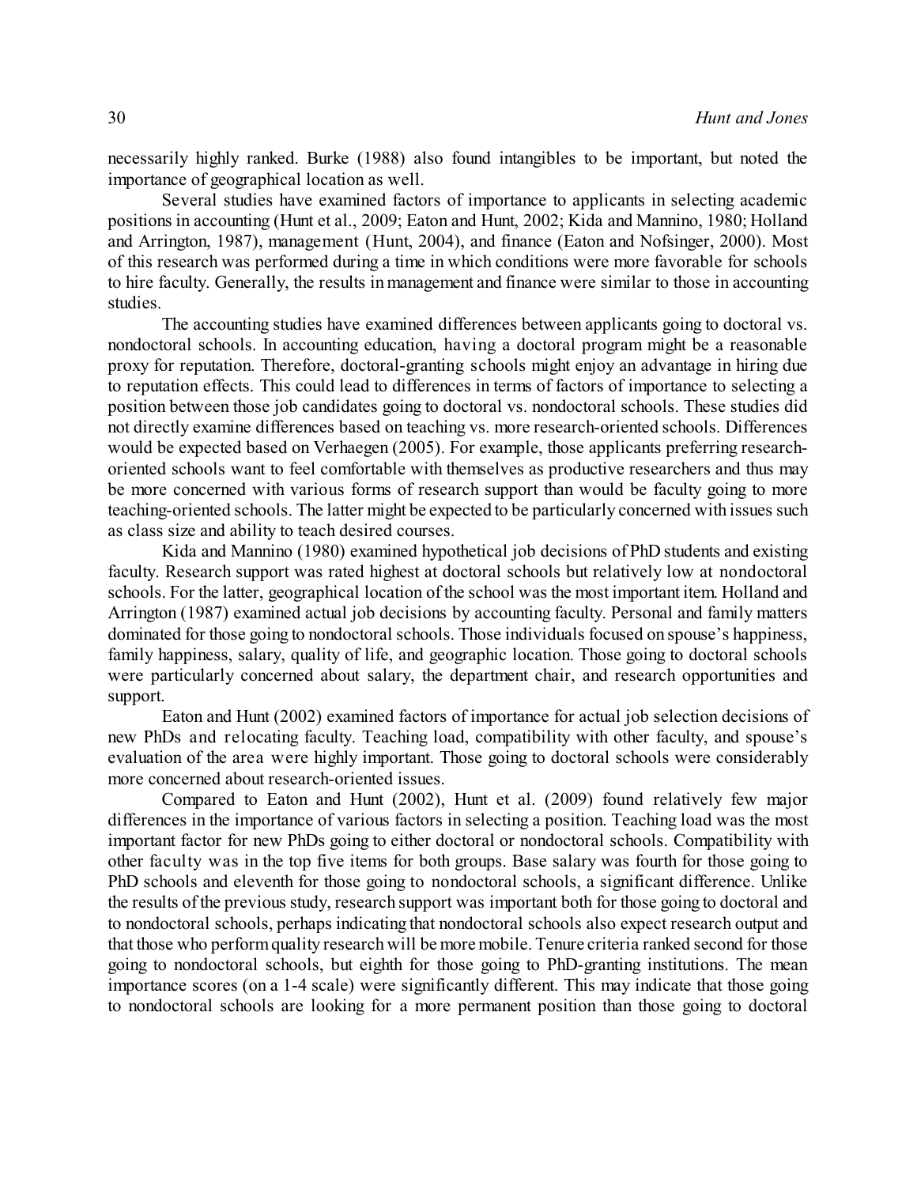necessarily highly ranked. Burke (1988) also found intangibles to be important, but noted the importance of geographical location as well.

Several studies have examined factors of importance to applicants in selecting academic positions in accounting (Hunt et al., 2009; Eaton and Hunt, 2002; Kida and Mannino, 1980; Holland and Arrington, 1987), management (Hunt, 2004), and finance (Eaton and Nofsinger, 2000). Most of this research was performed during a time in which conditions were more favorable for schools to hire faculty. Generally, the results in management and finance were similar to those in accounting studies.

The accounting studies have examined differences between applicants going to doctoral vs. nondoctoral schools. In accounting education, having a doctoral program might be a reasonable proxy for reputation. Therefore, doctoral-granting schools might enjoy an advantage in hiring due to reputation effects. This could lead to differences in terms of factors of importance to selecting a position between those job candidates going to doctoral vs. nondoctoral schools. These studies did not directly examine differences based on teaching vs. more research-oriented schools. Differences would be expected based on Verhaegen (2005). For example, those applicants preferring research-oriented schools want to feel comfortable with themselves as productive researchers and thus may be more concerned with various forms of research support than would be faculty going to more teaching-oriented schools. The latter might be expected to be particularly concerned with issues such as class size and ability to teach desired courses.

Kida and Mannino (1980) examined hypothetical job decisions of PhD students and existing faculty. Research support was rated highest at doctoral schools but relatively low at nondoctoral schools. For the latter, geographical location of the school was the most important item. Holland and Arrington (1987) examined actual job decisions by accounting faculty. Personal and family matters dominated for those going to nondoctoral schools. Those individuals focused on spouse's happiness, family happiness, salary, quality of life, and geographic location. Those going to doctoral schools were particularly concerned about salary, the department chair, and research opportunities and support.

Eaton and Hunt (2002) examined factors of importance for actual job selection decisions of new PhDs and relocating faculty. Teaching load, compatibility with other faculty, and spouse's evaluation of the area were highly important. Those going to doctoral schools were considerably more concerned about research-oriented issues.

Compared to Eaton and Hunt (2002), Hunt et al. (2009) found relatively few major differences in the importance of various factors in selecting a position. Teaching load was the most important factor for new PhDs going to either doctoral or nondoctoral schools. Compatibility with other faculty was in the top five items for both groups. Base salary was fourth for those going to PhD schools and eleventh for those going to nondoctoral schools, a significant difference. Unlike the results of the previous study, research support was important both for those going to doctoral and to nondoctoral schools, perhaps indicating that nondoctoral schools also expect research output and that those who perform quality research will be more mobile. Tenure criteria ranked second for those going to nondoctoral schools, but eighth for those going to PhD-granting institutions. The mean importance scores (on a 1-4 scale) were significantly different. This may indicate that those going to nondoctoral schools are looking for a more permanent position than those going to doctoral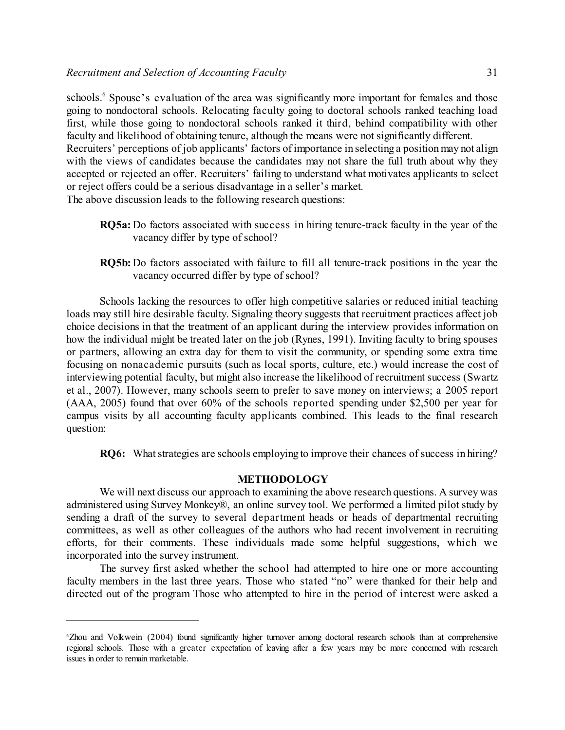schools.[6] Spouse's evaluation of the area was significantly more important for females and those going to nondoctoral schools. Relocating faculty going to doctoral schools ranked teaching load first, while those going to nondoctoral schools ranked it third, behind compatibility with other faculty and likelihood of obtaining tenure, although the means were not significantly different.

Recruiters' perceptions of job applicants' factors of importance in selecting a position may not align with the views of candidates because the candidates may not share the full truth about why they accepted or rejected an offer. Recruiters' failing to understand what motivates applicants to select or reject offers could be a serious disadvantage in a seller's market.

The above discussion leads to the following research questions:

**RQ5a:** Do factors associated with success in hiring tenure-track faculty in the year of the vacancy differ by type of school?

**RQ5b:** Do factors associated with failure to fill all tenure-track positions in the year the vacancy occurred differ by type of school?

Schools lacking the resources to offer high competitive salaries or reduced initial teaching loads may still hire desirable faculty. Signaling theory suggests that recruitment practices affect job choice decisions in that the treatment of an applicant during the interview provides information on how the individual might be treated later on the job (Rynes, 1991). Inviting faculty to bring spouses or partners, allowing an extra day for them to visit the community, or spending some extra time focusing on nonacademic pursuits (such as local sports, culture, etc.) would increase the cost of interviewing potential faculty, but might also increase the likelihood of recruitment success (Swartz et al., 2007). However, many schools seem to prefer to save money on interviews; a 2005 report (AAA, 2005) found that over 60% of the schools reported spending under $2,500 per year for campus visits by all accounting faculty applicants combined. This leads to the final research question:

**RQ6:** What strategies are schools employing to improve their chances of success in hiring?

## METHODOLOGY

We will next discuss our approach to examining the above research questions. A survey was administered using Survey Monkey®, an online survey tool. We performed a limited pilot study by sending a draft of the survey to several department heads or heads of departmental recruiting committees, as well as other colleagues of the authors who had recent involvement in recruiting efforts, for their comments. These individuals made some helpful suggestions, which we incorporated into the survey instrument.

The survey first asked whether the school had attempted to hire one or more accounting faculty members in the last three years. Those who stated "no" were thanked for their help and directed out of the program Those who attempted to hire in the period of interest were asked a

---

[6] Zhou and Volkwein (2004) found significantly higher turnover among doctoral research schools than at comprehensive regional schools. Those with a greater expectation of leaving after a few years may be more concerned with research issues in order to remain marketable.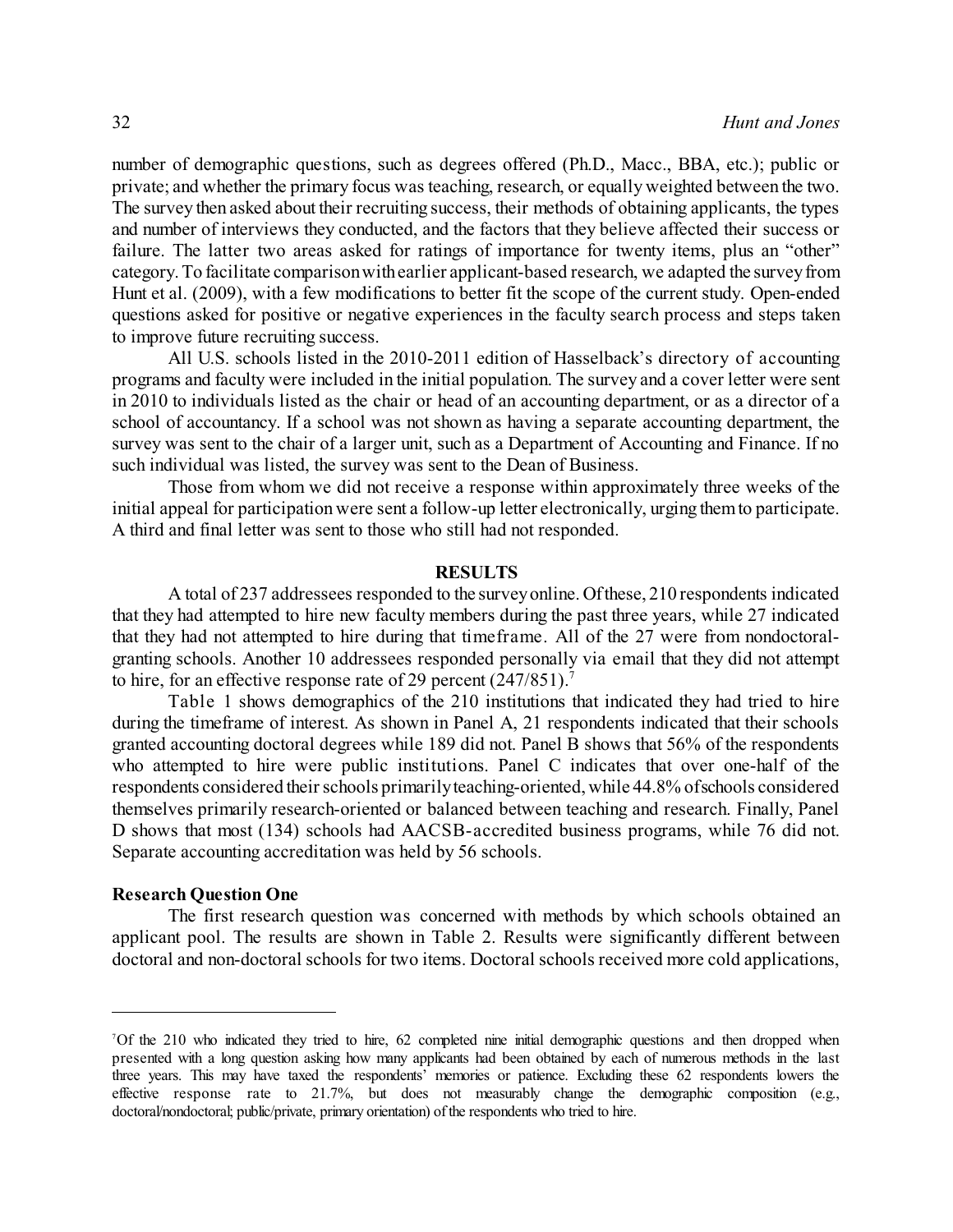number of demographic questions, such as degrees offered (Ph.D., Macc., BBA, etc.); public or private; and whether the primary focus was teaching, research, or equally weighted between the two. The survey then asked about their recruiting success, their methods of obtaining applicants, the types and number of interviews they conducted, and the factors that they believe affected their success or failure. The latter two areas asked for ratings of importance for twenty items, plus an "other" category. To facilitate comparison with earlier applicant-based research, we adapted the survey from Hunt et al. (2009), with a few modifications to better fit the scope of the current study. Open-ended questions asked for positive or negative experiences in the faculty search process and steps taken to improve future recruiting success.

All U.S. schools listed in the 2010-2011 edition of Hasselback's directory of accounting programs and faculty were included in the initial population. The survey and a cover letter were sent in 2010 to individuals listed as the chair or head of an accounting department, or as a director of a school of accountancy. If a school was not shown as having a separate accounting department, the survey was sent to the chair of a larger unit, such as a Department of Accounting and Finance. If no such individual was listed, the survey was sent to the Dean of Business.

Those from whom we did not receive a response within approximately three weeks of the initial appeal for participation were sent a follow-up letter electronically, urging them to participate. A third and final letter was sent to those who still had not responded.

## RESULTS

A total of 237 addressees responded to the survey online. Of these, 210 respondents indicated that they had attempted to hire new faculty members during the past three years, while 27 indicated that they had not attempted to hire during that timeframe. All of the 27 were from nondoctoral-granting schools. Another 10 addressees responded personally via email that they did not attempt to hire, for an effective response rate of 29 percent (247/851).[7]

Table 1 shows demographics of the 210 institutions that indicated they had tried to hire during the timeframe of interest. As shown in Panel A, 21 respondents indicated that their schools granted accounting doctoral degrees while 189 did not. Panel B shows that 56% of the respondents who attempted to hire were public institutions. Panel C indicates that over one-half of the respondents considered their schools primarily teaching-oriented, while 44.8% of schools considered themselves primarily research-oriented or balanced between teaching and research. Finally, Panel D shows that most (134) schools had AACSB-accredited business programs, while 76 did not. Separate accounting accreditation was held by 56 schools.

### Research Question One

The first research question was concerned with methods by which schools obtained an applicant pool. The results are shown in Table 2. Results were significantly different between doctoral and non-doctoral schools for two items. Doctoral schools received more cold applications,

---

[7] Of the 210 who indicated they tried to hire, 62 completed nine initial demographic questions and then dropped when presented with a long question asking how many applicants had been obtained by each of numerous methods in the last three years. This may have taxed the respondents' memories or patience. Excluding these 62 respondents lowers the effective response rate to 21.7%, but does not measurably change the demographic composition (e.g., doctoral/nondoctoral; public/private, primary orientation) of the respondents who tried to hire.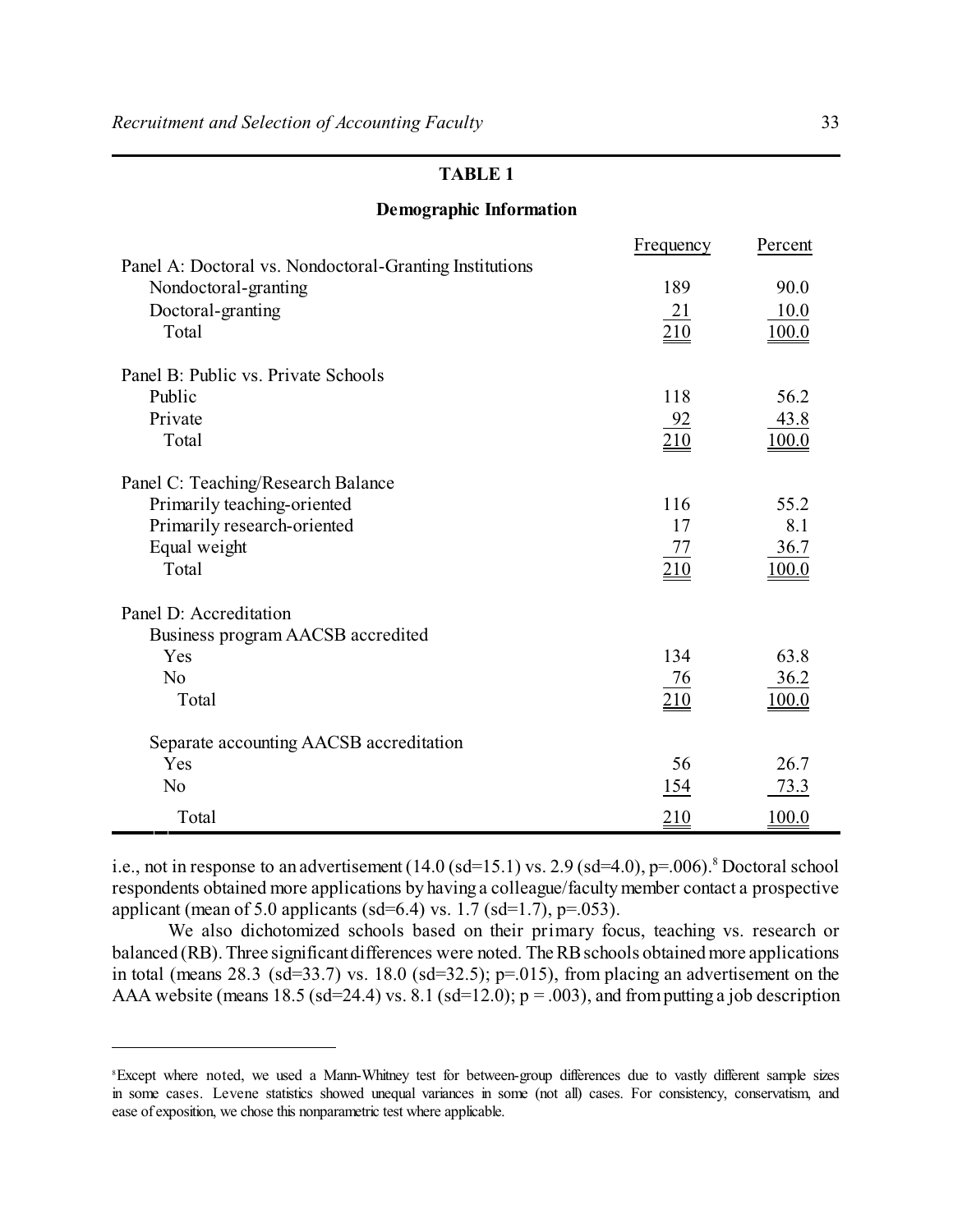**TABLE 1**

**Demographic Information**

| | Frequency | Percent |
|---|---|---|
| Panel A: Doctoral vs. Nondoctoral-Granting Institutions | | |
| Nondoctoral-granting | 189 | 90.0 |
| Doctoral-granting | 21 | 10.0 |
| Total | 210 | 100.0 |
| Panel B: Public vs. Private Schools | | |
| Public | 118 | 56.2 |
| Private | 92 | 43.8 |
| Total | 210 | 100.0 |
| Panel C: Teaching/Research Balance | | |
| Primarily teaching-oriented | 116 | 55.2 |
| Primarily research-oriented | 17 | 8.1 |
| Equal weight | 77 | 36.7 |
| Total | 210 | 100.0 |
| Panel D: Accreditation | | |
| Business program AACSB accredited | | |
| Yes | 134 | 63.8 |
| No | 76 | 36.2 |
| Total | 210 | 100.0 |
| Separate accounting AACSB accreditation | | |
| Yes | 56 | 26.7 |
| No | 154 | 73.3 |
| Total | 210 | 100.0 |

i.e., not in response to an advertisement (14.0 (sd=15.1) vs. 2.9 (sd=4.0), p=.006).[8] Doctoral school respondents obtained more applications by having a colleague/faculty member contact a prospective applicant (mean of 5.0 applicants (sd=6.4) vs. 1.7 (sd=1.7), p=.053).

We also dichotomized schools based on their primary focus, teaching vs. research or balanced (RB). Three significant differences were noted. The RB schools obtained more applications in total (means 28.3 (sd=33.7) vs. 18.0 (sd=32.5); p=.015), from placing an advertisement on the AAA website (means 18.5 (sd=24.4) vs. 8.1 (sd=12.0); p = .003), and from putting a job description

---

[8] Except where noted, we used a Mann-Whitney test for between-group differences due to vastly different sample sizes in some cases. Levene statistics showed unequal variances in some (not all) cases. For consistency, conservatism, and ease of exposition, we chose this nonparametric test where applicable.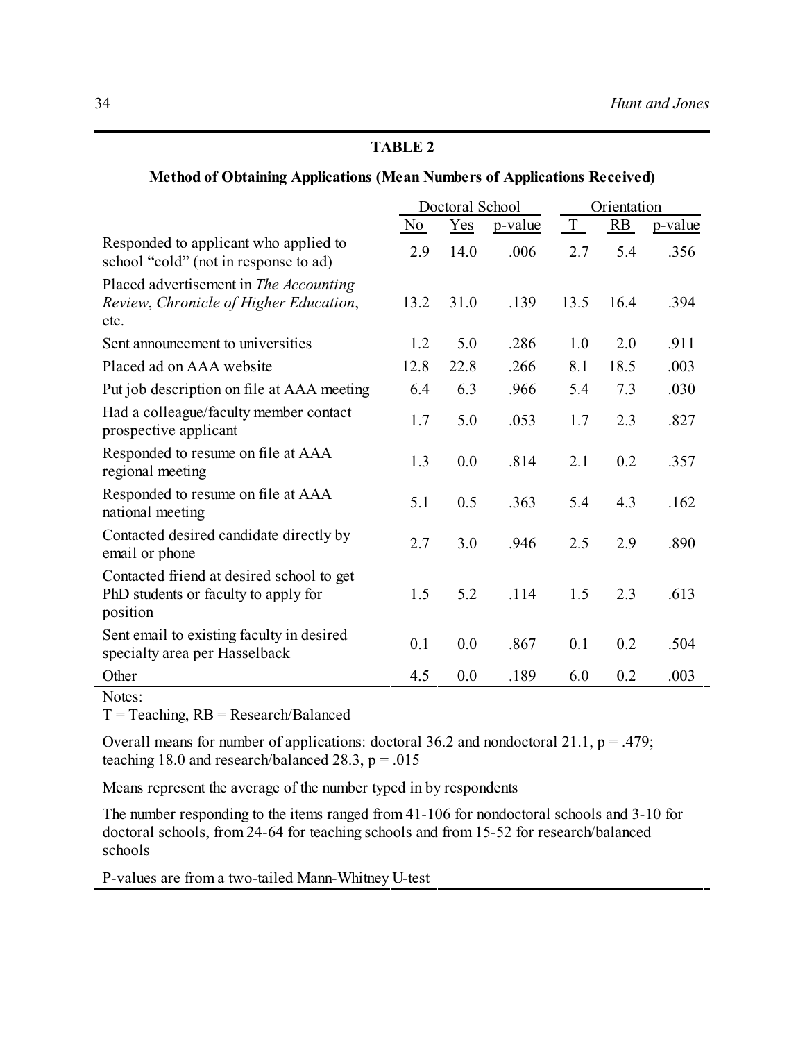**TABLE 2**

**Method of Obtaining Applications (Mean Numbers of Applications Received)**

| | Doctoral School | | | Orientation | | |
|---|---|---|---|---|---|---|
| | No | Yes | p-value | T | RB | p-value |
| Responded to applicant who applied to school "cold" (not in response to ad) | 2.9 | 14.0 | .006 | 2.7 | 5.4 | .356 |
| Placed advertisement in *The Accounting Review*, *Chronicle of Higher Education*, etc. | 13.2 | 31.0 | .139 | 13.5 | 16.4 | .394 |
| Sent announcement to universities | 1.2 | 5.0 | .286 | 1.0 | 2.0 | .911 |
| Placed ad on AAA website | 12.8 | 22.8 | .266 | 8.1 | 18.5 | .003 |
| Put job description on file at AAA meeting | 6.4 | 6.3 | .966 | 5.4 | 7.3 | .030 |
| Had a colleague/faculty member contact prospective applicant | 1.7 | 5.0 | .053 | 1.7 | 2.3 | .827 |
| Responded to resume on file at AAA regional meeting | 1.3 | 0.0 | .814 | 2.1 | 0.2 | .357 |
| Responded to resume on file at AAA national meeting | 5.1 | 0.5 | .363 | 5.4 | 4.3 | .162 |
| Contacted desired candidate directly by email or phone | 2.7 | 3.0 | .946 | 2.5 | 2.9 | .890 |
| Contacted friend at desired school to get PhD students or faculty to apply for position | 1.5 | 5.2 | .114 | 1.5 | 2.3 | .613 |
| Sent email to existing faculty in desired specialty area per Hasselback | 0.1 | 0.0 | .867 | 0.1 | 0.2 | .504 |
| Other | 4.5 | 0.0 | .189 | 6.0 | 0.2 | .003 |

Notes:

T = Teaching, RB = Research/Balanced

Overall means for number of applications: doctoral 36.2 and nondoctoral 21.1, p = .479; teaching 18.0 and research/balanced 28.3, p = .015

Means represent the average of the number typed in by respondents

The number responding to the items ranged from 41-106 for nondoctoral schools and 3-10 for doctoral schools, from 24-64 for teaching schools and from 15-52 for research/balanced schools

P-values are from a two-tailed Mann-Whitney U-test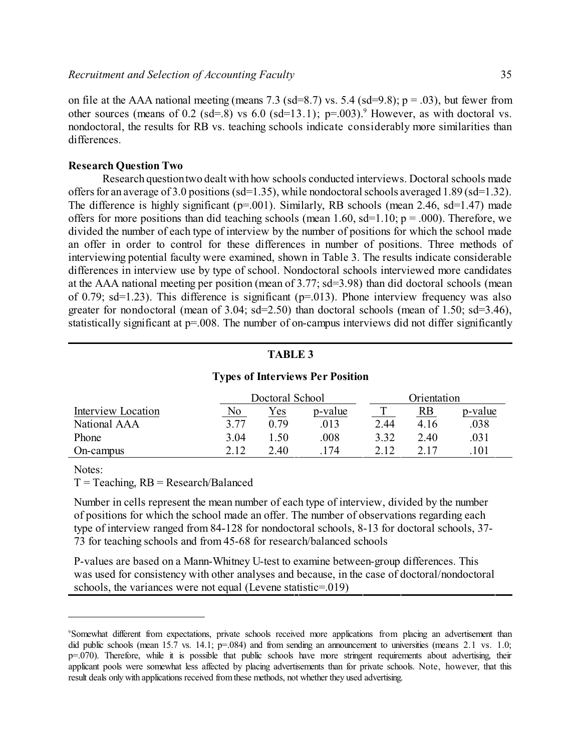on file at the AAA national meeting (means 7.3 (sd=8.7) vs. 5.4 (sd=9.8); p = .03), but fewer from other sources (means of 0.2 (sd=.8) vs 6.0 (sd=13.1); p=.003).[9] However, as with doctoral vs. nondoctoral, the results for RB vs. teaching schools indicate considerably more similarities than differences.

**Research Question Two**

Research question two dealt with how schools conducted interviews. Doctoral schools made offers for an average of 3.0 positions (sd=1.35), while nondoctoral schools averaged 1.89 (sd=1.32). The difference is highly significant (p=.001). Similarly, RB schools (mean 2.46, sd=1.47) made offers for more positions than did teaching schools (mean 1.60, sd=1.10; p = .000). Therefore, we divided the number of each type of interview by the number of positions for which the school made an offer in order to control for these differences in number of positions. Three methods of interviewing potential faculty were examined, shown in Table 3. The results indicate considerable differences in interview use by type of school. Nondoctoral schools interviewed more candidates at the AAA national meeting per position (mean of 3.77; sd=3.98) than did doctoral schools (mean of 0.79; sd=1.23). This difference is significant (p=.013). Phone interview frequency was also greater for nondoctoral (mean of 3.04; sd=2.50) than doctoral schools (mean of 1.50; sd=3.46), statistically significant at p=.008. The number of on-campus interviews did not differ significantly

**TABLE 3**

**Types of Interviews Per Position**

| | Doctoral School | | | Orientation | | |
|---|---|---|---|---|---|---|
| Interview Location | No | Yes | p-value | T | RB | p-value |
| National AAA | 3.77 | 0.79 | .013 | 2.44 | 4.16 | .038 |
| Phone | 3.04 | 1.50 | .008 | 3.32 | 2.40 | .031 |
| On-campus | 2.12 | 2.40 | .174 | 2.12 | 2.17 | .101 |

Notes:

T = Teaching, RB = Research/Balanced

Number in cells represent the mean number of each type of interview, divided by the number of positions for which the school made an offer. The number of observations regarding each type of interview ranged from 84-128 for nondoctoral schools, 8-13 for doctoral schools, 37-73 for teaching schools and from 45-68 for research/balanced schools

P-values are based on a Mann-Whitney U-test to examine between-group differences. This was used for consistency with other analyses and because, in the case of doctoral/nondoctoral schools, the variances were not equal (Levene statistic=.019)

---

[9] Somewhat different from expectations, private schools received more applications from placing an advertisement than did public schools (mean 15.7 vs. 14.1; p=.084) and from sending an announcement to universities (means 2.1 vs. 1.0; p=.070). Therefore, while it is possible that public schools have more stringent requirements about advertising, their applicant pools were somewhat less affected by placing advertisements than for private schools. Note, however, that this result deals only with applications received from these methods, not whether they used advertising.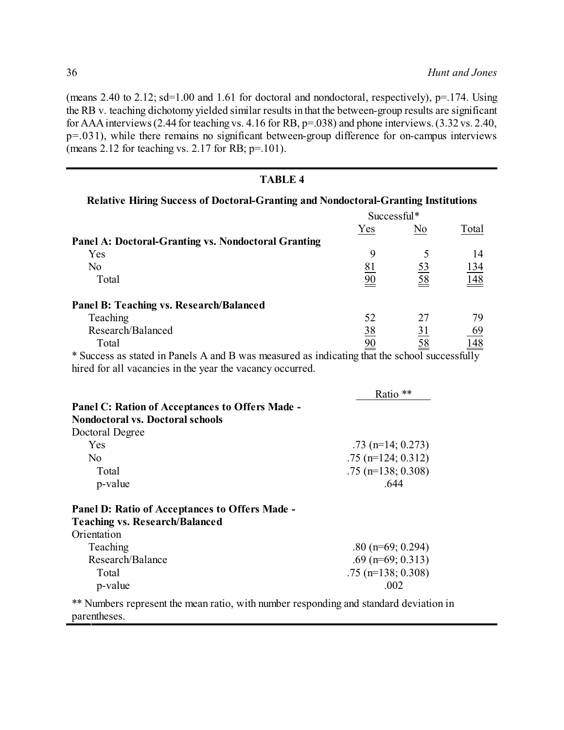(means 2.40 to 2.12; sd=1.00 and 1.61 for doctoral and nondoctoral, respectively), p=.174. Using the RB v. teaching dichotomy yielded similar results in that the between-group results are significant for AAA interviews (2.44 for teaching vs. 4.16 for RB, p=.038) and phone interviews. (3.32 vs. 2.40, p=.031), while there remains no significant between-group difference for on-campus interviews (means 2.12 for teaching vs. 2.17 for RB; p=.101).

**TABLE 4**

**Relative Hiring Success of Doctoral-Granting and Nondoctoral-Granting Institutions**

| | Successful* | | |
|---|---|---|---|
| | Yes | No | Total |
| **Panel A: Doctoral-Granting vs. Nondoctoral Granting** | | | |
| Yes | 9 | 5 | 14 |
| No | 81 | 53 | 134 |
| Total | 90 | 58 | 148 |
| **Panel B: Teaching vs. Research/Balanced** | | | |
| Teaching | 52 | 27 | 79 |
| Research/Balanced | 38 | 31 | 69 |
| Total | 90 | 58 | 148 |

\* Success as stated in Panels A and B was measured as indicating that the school successfully hired for all vacancies in the year the vacancy occurred.

| | Ratio ** |
|---|---|
| **Panel C: Ration of Acceptances to Offers Made - Nondoctoral vs. Doctoral schools** | |
| Doctoral Degree | |
| Yes | .73 (n=14; 0.273) |
| No | .75 (n=124; 0.312) |
| Total | .75 (n=138; 0.308) |
| p-value | .644 |
| **Panel D: Ratio of Acceptances to Offers Made - Teaching vs. Research/Balanced** | |
| Orientation | |
| Teaching | .80 (n=69; 0.294) |
| Research/Balance | .69 (n=69; 0.313) |
| Total | .75 (n=138; 0.308) |
| p-value | .002 |

** Numbers represent the mean ratio, with number responding and standard deviation in parentheses.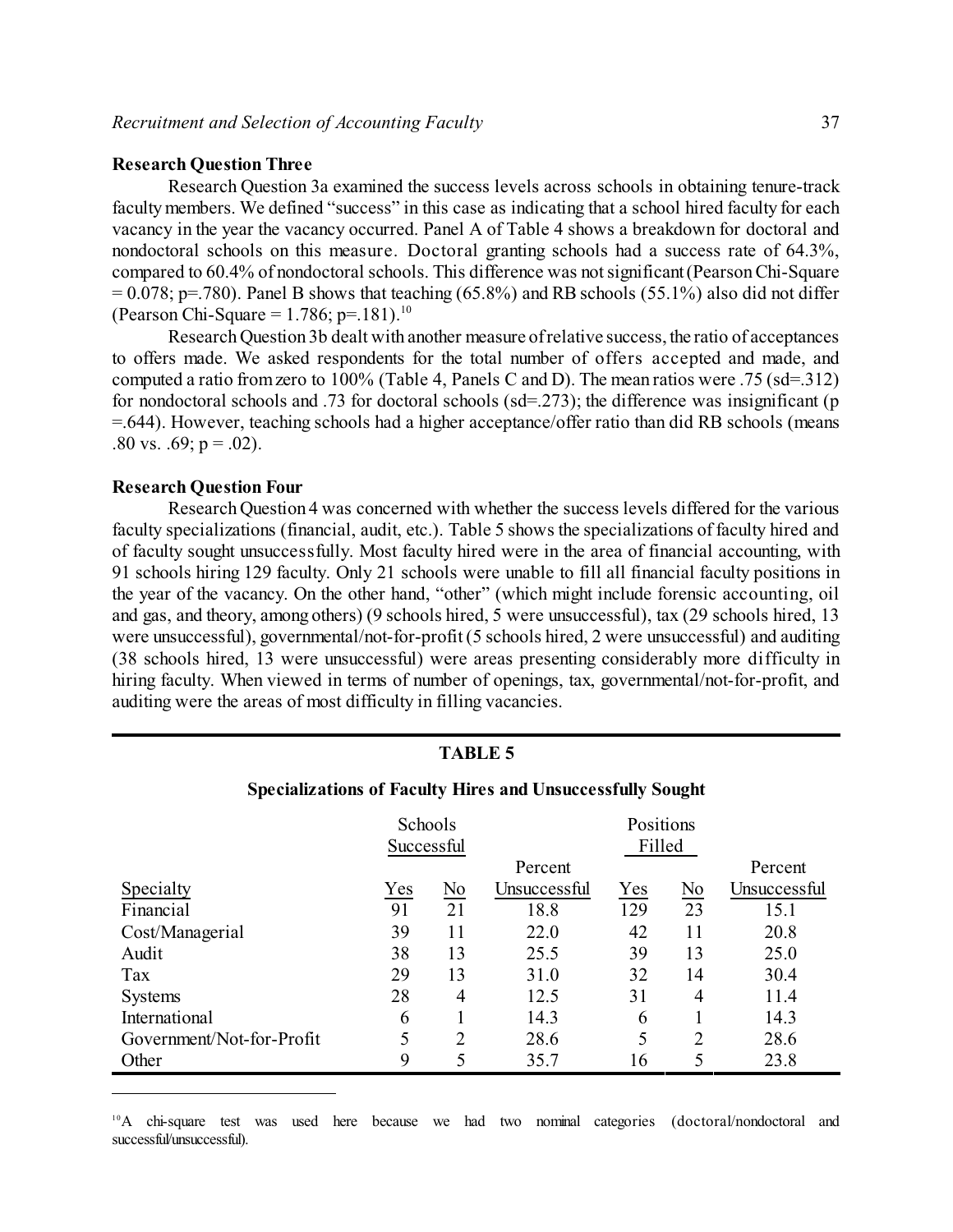### Research Question Three

Research Question 3a examined the success levels across schools in obtaining tenure-track faculty members. We defined "success" in this case as indicating that a school hired faculty for each vacancy in the year the vacancy occurred. Panel A of Table 4 shows a breakdown for doctoral and nondoctoral schools on this measure. Doctoral granting schools had a success rate of 64.3%, compared to 60.4% of nondoctoral schools. This difference was not significant (Pearson Chi-Square = 0.078; p=.780). Panel B shows that teaching (65.8%) and RB schools (55.1%) also did not differ (Pearson Chi-Square = 1.786; p=.181).[10]

Research Question 3b dealt with another measure of relative success, the ratio of acceptances to offers made. We asked respondents for the total number of offers accepted and made, and computed a ratio from zero to 100% (Table 4, Panels C and D). The mean ratios were .75 (sd=.312) for nondoctoral schools and .73 for doctoral schools (sd=.273); the difference was insignificant (p =.644). However, teaching schools had a higher acceptance/offer ratio than did RB schools (means .80 vs. .69; p = .02).

### Research Question Four

Research Question 4 was concerned with whether the success levels differed for the various faculty specializations (financial, audit, etc.). Table 5 shows the specializations of faculty hired and of faculty sought unsuccessfully. Most faculty hired were in the area of financial accounting, with 91 schools hiring 129 faculty. Only 21 schools were unable to fill all financial faculty positions in the year of the vacancy. On the other hand, "other" (which might include forensic accounting, oil and gas, and theory, among others) (9 schools hired, 5 were unsuccessful), tax (29 schools hired, 13 were unsuccessful), governmental/not-for-profit (5 schools hired, 2 were unsuccessful) and auditing (38 schools hired, 13 were unsuccessful) were areas presenting considerably more difficulty in hiring faculty. When viewed in terms of number of openings, tax, governmental/not-for-profit, and auditing were the areas of most difficulty in filling vacancies.

**TABLE 5**

**Specializations of Faculty Hires and Unsuccessfully Sought**

| | Schools Successful | | | Positions Filled | | |
|---|---|---|---|---|---|---|
| Specialty | Yes | No | Percent Unsuccessful | Yes | No | Percent Unsuccessful |
| Financial | 91 | 21 | 18.8 | 129 | 23 | 15.1 |
| Cost/Managerial | 39 | 11 | 22.0 | 42 | 11 | 20.8 |
| Audit | 38 | 13 | 25.5 | 39 | 13 | 25.0 |
| Tax | 29 | 13 | 31.0 | 32 | 14 | 30.4 |
| Systems | 28 | 4 | 12.5 | 31 | 4 | 11.4 |
| International | 6 | 1 | 14.3 | 6 | 1 | 14.3 |
| Government/Not-for-Profit | 5 | 2 | 28.6 | 5 | 2 | 28.6 |
| Other | 9 | 5 | 35.7 | 16 | 5 | 23.8 |

[10]A chi-square test was used here because we had two nominal categories (doctoral/nondoctoral and successful/unsuccessful).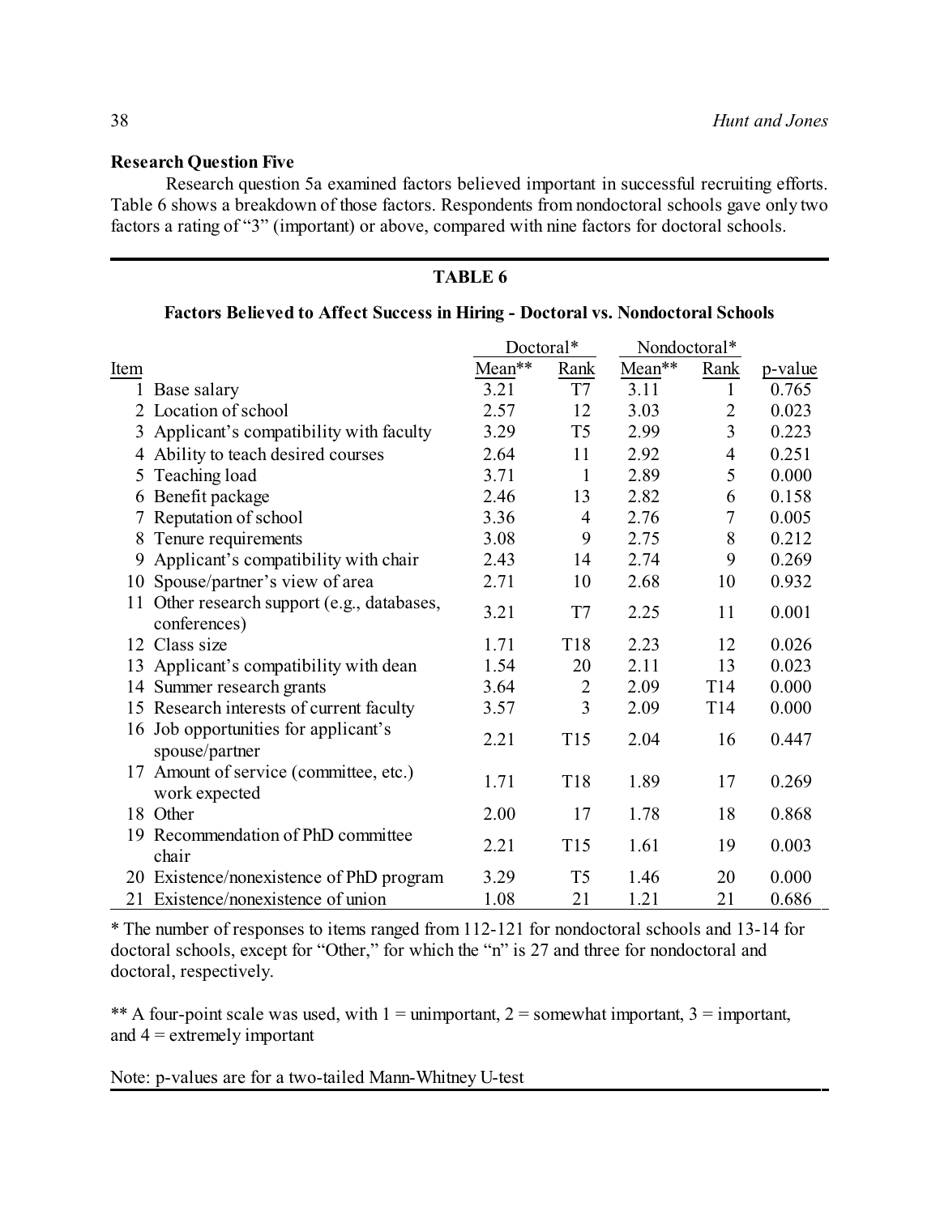**Research Question Five**

Research question 5a examined factors believed important in successful recruiting efforts. Table 6 shows a breakdown of those factors. Respondents from nondoctoral schools gave only two factors a rating of "3" (important) or above, compared with nine factors for doctoral schools.

**TABLE 6**

**Factors Believed to Affect Success in Hiring - Doctoral vs. Nondoctoral Schools**

| | | Doctoral* | | Nondoctoral* | | |
|---|---|---|---|---|---|---|
| Item | | Mean** | Rank | Mean** | Rank | p-value |
| 1 | Base salary | 3.21 | T7 | 3.11 | 1 | 0.765 |
| 2 | Location of school | 2.57 | 12 | 3.03 | 2 | 0.023 |
| 3 | Applicant's compatibility with faculty | 3.29 | T5 | 2.99 | 3 | 0.223 |
| 4 | Ability to teach desired courses | 2.64 | 11 | 2.92 | 4 | 0.251 |
| 5 | Teaching load | 3.71 | 1 | 2.89 | 5 | 0.000 |
| 6 | Benefit package | 2.46 | 13 | 2.82 | 6 | 0.158 |
| 7 | Reputation of school | 3.36 | 4 | 2.76 | 7 | 0.005 |
| 8 | Tenure requirements | 3.08 | 9 | 2.75 | 8 | 0.212 |
| 9 | Applicant's compatibility with chair | 2.43 | 14 | 2.74 | 9 | 0.269 |
| 10 | Spouse/partner's view of area | 2.71 | 10 | 2.68 | 10 | 0.932 |
| 11 | Other research support (e.g., databases, conferences) | 3.21 | T7 | 2.25 | 11 | 0.001 |
| 12 | Class size | 1.71 | T18 | 2.23 | 12 | 0.026 |
| 13 | Applicant's compatibility with dean | 1.54 | 20 | 2.11 | 13 | 0.023 |
| 14 | Summer research grants | 3.64 | 2 | 2.09 | T14 | 0.000 |
| 15 | Research interests of current faculty | 3.57 | 3 | 2.09 | T14 | 0.000 |
| 16 | Job opportunities for applicant's spouse/partner | 2.21 | T15 | 2.04 | 16 | 0.447 |
| 17 | Amount of service (committee, etc.) work expected | 1.71 | T18 | 1.89 | 17 | 0.269 |
| 18 | Other | 2.00 | 17 | 1.78 | 18 | 0.868 |
| 19 | Recommendation of PhD committee chair | 2.21 | T15 | 1.61 | 19 | 0.003 |
| 20 | Existence/nonexistence of PhD program | 3.29 | T5 | 1.46 | 20 | 0.000 |
| 21 | Existence/nonexistence of union | 1.08 | 21 | 1.21 | 21 | 0.686 |

* The number of responses to items ranged from 112-121 for nondoctoral schools and 13-14 for doctoral schools, except for "Other," for which the "n" is 27 and three for nondoctoral and doctoral, respectively.

** A four-point scale was used, with 1 = unimportant, 2 = somewhat important, 3 = important, and 4 = extremely important

Note: p-values are for a two-tailed Mann-Whitney U-test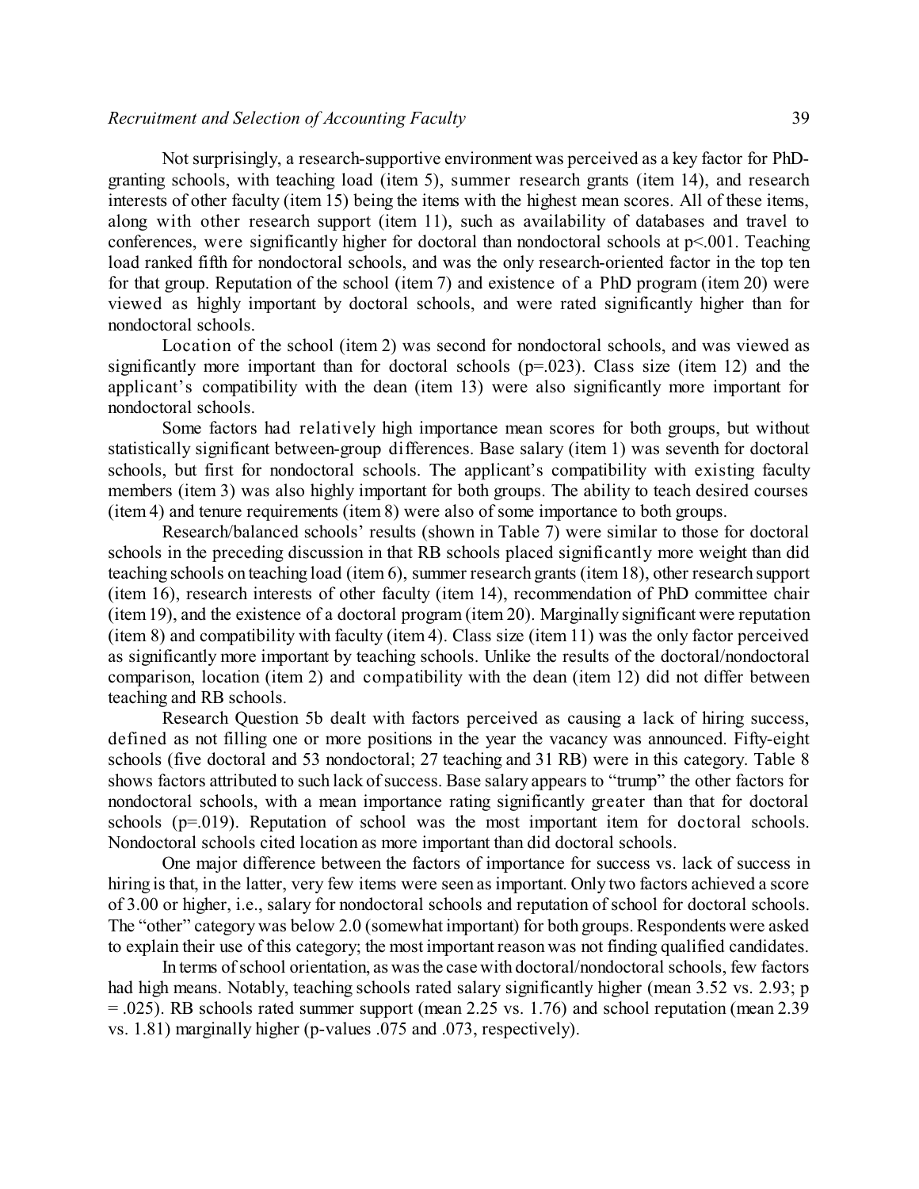Not surprisingly, a research-supportive environment was perceived as a key factor for PhD-granting schools, with teaching load (item 5), summer research grants (item 14), and research interests of other faculty (item 15) being the items with the highest mean scores. All of these items, along with other research support (item 11), such as availability of databases and travel to conferences, were significantly higher for doctoral than nondoctoral schools at $p<.001$. Teaching load ranked fifth for nondoctoral schools, and was the only research-oriented factor in the top ten for that group. Reputation of the school (item 7) and existence of a PhD program (item 20) were viewed as highly important by doctoral schools, and were rated significantly higher than for nondoctoral schools.

Location of the school (item 2) was second for nondoctoral schools, and was viewed as significantly more important than for doctoral schools ($p=.023$). Class size (item 12) and the applicant's compatibility with the dean (item 13) were also significantly more important for nondoctoral schools.

Some factors had relatively high importance mean scores for both groups, but without statistically significant between-group differences. Base salary (item 1) was seventh for doctoral schools, but first for nondoctoral schools. The applicant's compatibility with existing faculty members (item 3) was also highly important for both groups. The ability to teach desired courses (item 4) and tenure requirements (item 8) were also of some importance to both groups.

Research/balanced schools' results (shown in Table 7) were similar to those for doctoral schools in the preceding discussion in that RB schools placed significantly more weight than did teaching schools on teaching load (item 6), summer research grants (item 18), other research support (item 16), research interests of other faculty (item 14), recommendation of PhD committee chair (item 19), and the existence of a doctoral program (item 20). Marginally significant were reputation (item 8) and compatibility with faculty (item 4). Class size (item 11) was the only factor perceived as significantly more important by teaching schools. Unlike the results of the doctoral/nondoctoral comparison, location (item 2) and compatibility with the dean (item 12) did not differ between teaching and RB schools.

Research Question 5b dealt with factors perceived as causing a lack of hiring success, defined as not filling one or more positions in the year the vacancy was announced. Fifty-eight schools (five doctoral and 53 nondoctoral; 27 teaching and 31 RB) were in this category. Table 8 shows factors attributed to such lack of success. Base salary appears to "trump" the other factors for nondoctoral schools, with a mean importance rating significantly greater than that for doctoral schools ($p=.019$). Reputation of school was the most important item for doctoral schools. Nondoctoral schools cited location as more important than did doctoral schools.

One major difference between the factors of importance for success vs. lack of success in hiring is that, in the latter, very few items were seen as important. Only two factors achieved a score of 3.00 or higher, i.e., salary for nondoctoral schools and reputation of school for doctoral schools. The "other" category was below 2.0 (somewhat important) for both groups. Respondents were asked to explain their use of this category; the most important reason was not finding qualified candidates.

In terms of school orientation, as was the case with doctoral/nondoctoral schools, few factors had high means. Notably, teaching schools rated salary significantly higher (mean 3.52 vs. 2.93; $p = .025$). RB schools rated summer support (mean 2.25 vs. 1.76) and school reputation (mean 2.39 vs. 1.81) marginally higher (p-values .075 and .073, respectively).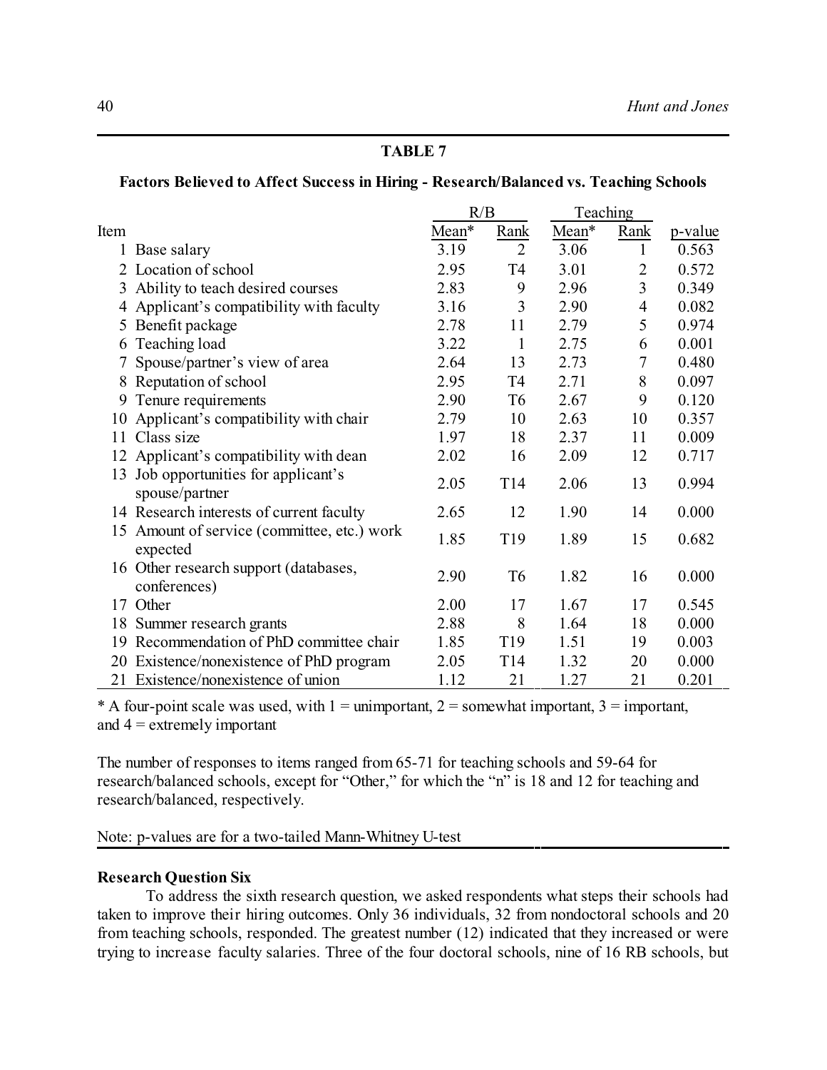**TABLE 7**

**Factors Believed to Affect Success in Hiring - Research/Balanced vs. Teaching Schools**

| | | R/B | | Teaching | | |
|---|---|---|---|---|---|---|
| Item | | Mean* | Rank | Mean* | Rank | p-value |
| 1 | Base salary | 3.19 | 2 | 3.06 | 1 | 0.563 |
| 2 | Location of school | 2.95 | T4 | 3.01 | 2 | 0.572 |
| 3 | Ability to teach desired courses | 2.83 | 9 | 2.96 | 3 | 0.349 |
| 4 | Applicant's compatibility with faculty | 3.16 | 3 | 2.90 | 4 | 0.082 |
| 5 | Benefit package | 2.78 | 11 | 2.79 | 5 | 0.974 |
| 6 | Teaching load | 3.22 | 1 | 2.75 | 6 | 0.001 |
| 7 | Spouse/partner's view of area | 2.64 | 13 | 2.73 | 7 | 0.480 |
| 8 | Reputation of school | 2.95 | T4 | 2.71 | 8 | 0.097 |
| 9 | Tenure requirements | 2.90 | T6 | 2.67 | 9 | 0.120 |
| 10 | Applicant's compatibility with chair | 2.79 | 10 | 2.63 | 10 | 0.357 |
| 11 | Class size | 1.97 | 18 | 2.37 | 11 | 0.009 |
| 12 | Applicant's compatibility with dean | 2.02 | 16 | 2.09 | 12 | 0.717 |
| 13 | Job opportunities for applicant's spouse/partner | 2.05 | T14 | 2.06 | 13 | 0.994 |
| 14 | Research interests of current faculty | 2.65 | 12 | 1.90 | 14 | 0.000 |
| 15 | Amount of service (committee, etc.) work expected | 1.85 | T19 | 1.89 | 15 | 0.682 |
| 16 | Other research support (databases, conferences) | 2.90 | T6 | 1.82 | 16 | 0.000 |
| 17 | Other | 2.00 | 17 | 1.67 | 17 | 0.545 |
| 18 | Summer research grants | 2.88 | 8 | 1.64 | 18 | 0.000 |
| 19 | Recommendation of PhD committee chair | 1.85 | T19 | 1.51 | 19 | 0.003 |
| 20 | Existence/nonexistence of PhD program | 2.05 | T14 | 1.32 | 20 | 0.000 |
| 21 | Existence/nonexistence of union | 1.12 | 21 | 1.27 | 21 | 0.201 |

* A four-point scale was used, with 1 = unimportant, 2 = somewhat important, 3 = important, and 4 = extremely important

The number of responses to items ranged from 65-71 for teaching schools and 59-64 for research/balanced schools, except for "Other," for which the "n" is 18 and 12 for teaching and research/balanced, respectively.

Note: p-values are for a two-tailed Mann-Whitney U-test

**Research Question Six**

To address the sixth research question, we asked respondents what steps their schools had taken to improve their hiring outcomes. Only 36 individuals, 32 from nondoctoral schools and 20 from teaching schools, responded. The greatest number (12) indicated that they increased or were trying to increase faculty salaries. Three of the four doctoral schools, nine of 16 RB schools, but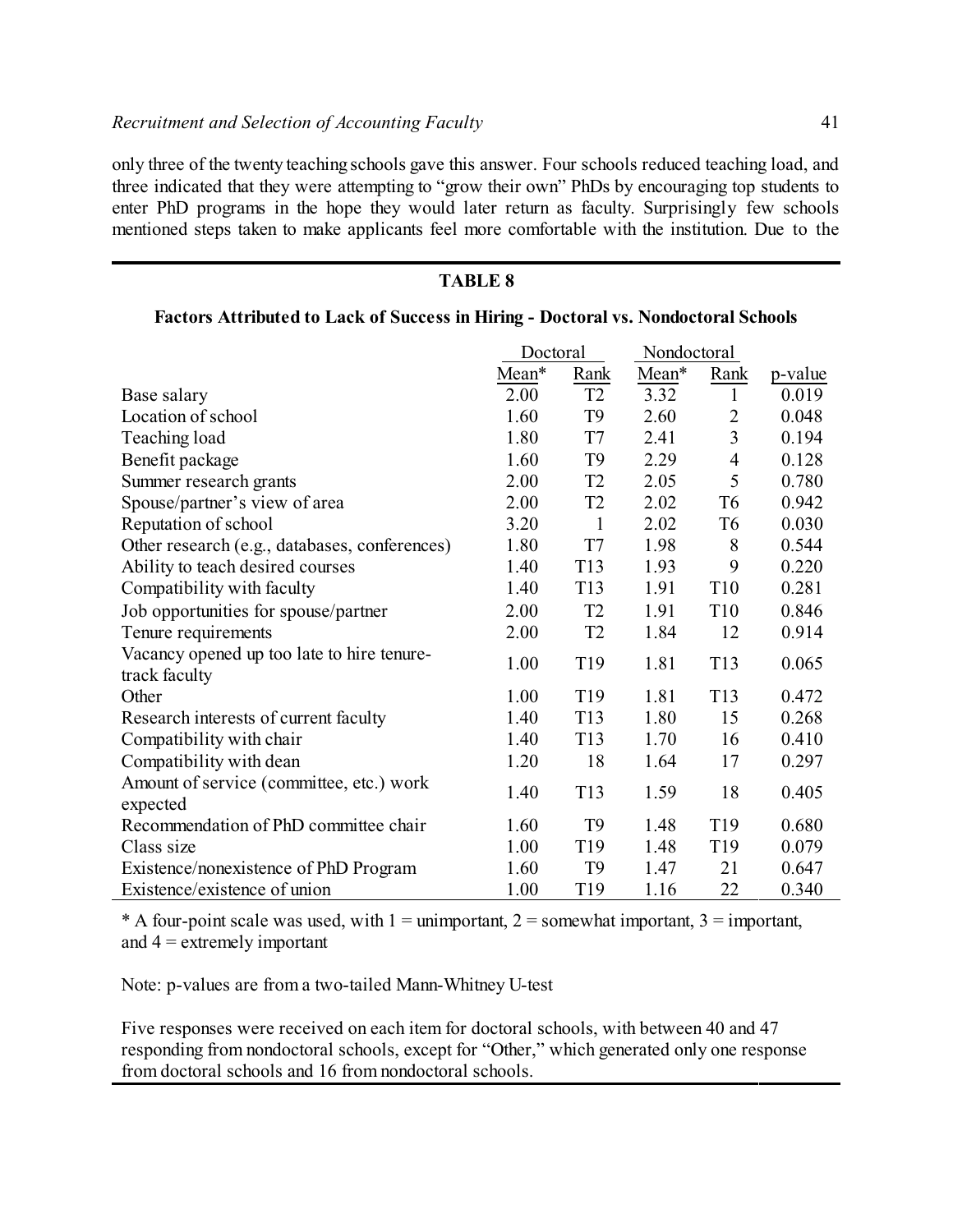only three of the twenty teaching schools gave this answer. Four schools reduced teaching load, and three indicated that they were attempting to "grow their own" PhDs by encouraging top students to enter PhD programs in the hope they would later return as faculty. Surprisingly few schools mentioned steps taken to make applicants feel more comfortable with the institution. Due to the

**TABLE 8**

**Factors Attributed to Lack of Success in Hiring - Doctoral vs. Nondoctoral Schools**

| | Doctoral | | Nondoctoral | | |
|---|---|---|---|---|---|
| | Mean* | Rank | Mean* | Rank | p-value |
| Base salary | 2.00 | T2 | 3.32 | 1 | 0.019 |
| Location of school | 1.60 | T9 | 2.60 | 2 | 0.048 |
| Teaching load | 1.80 | T7 | 2.41 | 3 | 0.194 |
| Benefit package | 1.60 | T9 | 2.29 | 4 | 0.128 |
| Summer research grants | 2.00 | T2 | 2.05 | 5 | 0.780 |
| Spouse/partner's view of area | 2.00 | T2 | 2.02 | T6 | 0.942 |
| Reputation of school | 3.20 | 1 | 2.02 | T6 | 0.030 |
| Other research (e.g., databases, conferences) | 1.80 | T7 | 1.98 | 8 | 0.544 |
| Ability to teach desired courses | 1.40 | T13 | 1.93 | 9 | 0.220 |
| Compatibility with faculty | 1.40 | T13 | 1.91 | T10 | 0.281 |
| Job opportunities for spouse/partner | 2.00 | T2 | 1.91 | T10 | 0.846 |
| Tenure requirements | 2.00 | T2 | 1.84 | 12 | 0.914 |
| Vacancy opened up too late to hire tenure-track faculty | 1.00 | T19 | 1.81 | T13 | 0.065 |
| Other | 1.00 | T19 | 1.81 | T13 | 0.472 |
| Research interests of current faculty | 1.40 | T13 | 1.80 | 15 | 0.268 |
| Compatibility with chair | 1.40 | T13 | 1.70 | 16 | 0.410 |
| Compatibility with dean | 1.20 | 18 | 1.64 | 17 | 0.297 |
| Amount of service (committee, etc.) work expected | 1.40 | T13 | 1.59 | 18 | 0.405 |
| Recommendation of PhD committee chair | 1.60 | T9 | 1.48 | T19 | 0.680 |
| Class size | 1.00 | T19 | 1.48 | T19 | 0.079 |
| Existence/nonexistence of PhD Program | 1.60 | T9 | 1.47 | 21 | 0.647 |
| Existence/existence of union | 1.00 | T19 | 1.16 | 22 | 0.340 |

\* A four-point scale was used, with 1 = unimportant, 2 = somewhat important, 3 = important, and 4 = extremely important

Note: p-values are from a two-tailed Mann-Whitney U-test

Five responses were received on each item for doctoral schools, with between 40 and 47 responding from nondoctoral schools, except for "Other," which generated only one response from doctoral schools and 16 from nondoctoral schools.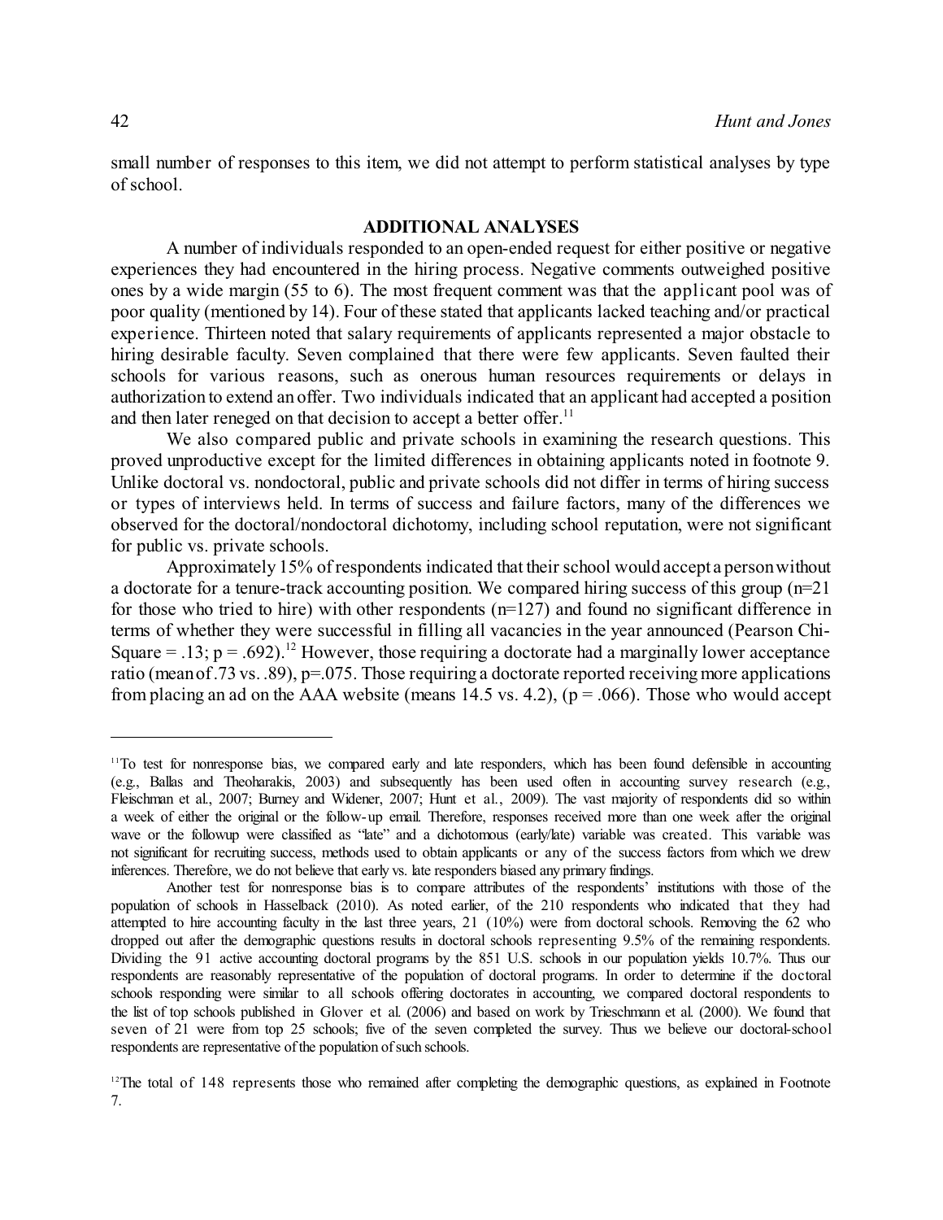small number of responses to this item, we did not attempt to perform statistical analyses by type of school.

## ADDITIONAL ANALYSES

A number of individuals responded to an open-ended request for either positive or negative experiences they had encountered in the hiring process. Negative comments outweighed positive ones by a wide margin (55 to 6). The most frequent comment was that the applicant pool was of poor quality (mentioned by 14). Four of these stated that applicants lacked teaching and/or practical experience. Thirteen noted that salary requirements of applicants represented a major obstacle to hiring desirable faculty. Seven complained that there were few applicants. Seven faulted their schools for various reasons, such as onerous human resources requirements or delays in authorization to extend an offer. Two individuals indicated that an applicant had accepted a position and then later reneged on that decision to accept a better offer.[11]

We also compared public and private schools in examining the research questions. This proved unproductive except for the limited differences in obtaining applicants noted in footnote 9. Unlike doctoral vs. nondoctoral, public and private schools did not differ in terms of hiring success or types of interviews held. In terms of success and failure factors, many of the differences we observed for the doctoral/nondoctoral dichotomy, including school reputation, were not significant for public vs. private schools.

Approximately 15% of respondents indicated that their school would accept a person without a doctorate for a tenure-track accounting position. We compared hiring success of this group ($n=21$ for those who tried to hire) with other respondents ($n=127$) and found no significant difference in terms of whether they were successful in filling all vacancies in the year announced (Pearson Chi-Square = .13; $p = .692$).[12] However, those requiring a doctorate had a marginally lower acceptance ratio (mean of .73 vs. .89), $p=.075$. Those requiring a doctorate reported receiving more applications from placing an ad on the AAA website (means 14.5 vs. 4.2), ($p = .066$). Those who would accept

---

[11] To test for nonresponse bias, we compared early and late responders, which has been found defensible in accounting (e.g., Ballas and Theoharakis, 2003) and subsequently has been used often in accounting survey research (e.g., Fleischman et al., 2007; Burney and Widener, 2007; Hunt et al., 2009). The vast majority of respondents did so within a week of either the original or the follow-up email. Therefore, responses received more than one week after the original wave or the followup were classified as "late" and a dichotomous (early/late) variable was created. This variable was not significant for recruiting success, methods used to obtain applicants or any of the success factors from which we drew inferences. Therefore, we do not believe that early vs. late responders biased any primary findings.

Another test for nonresponse bias is to compare attributes of the respondents' institutions with those of the population of schools in Hasselback (2010). As noted earlier, of the 210 respondents who indicated that they had attempted to hire accounting faculty in the last three years, 21 (10%) were from doctoral schools. Removing the 62 who dropped out after the demographic questions results in doctoral schools representing 9.5% of the remaining respondents. Dividing the 91 active accounting doctoral programs by the 851 U.S. schools in our population yields 10.7%. Thus our respondents are reasonably representative of the population of doctoral programs. In order to determine if the doctoral schools responding were similar to all schools offering doctorates in accounting, we compared doctoral respondents to the list of top schools published in Glover et al. (2006) and based on work by Trieschmann et al. (2000). We found that seven of 21 were from top 25 schools; five of the seven completed the survey. Thus we believe our doctoral-school respondents are representative of the population of such schools.

[12] The total of 148 represents those who remained after completing the demographic questions, as explained in Footnote 7.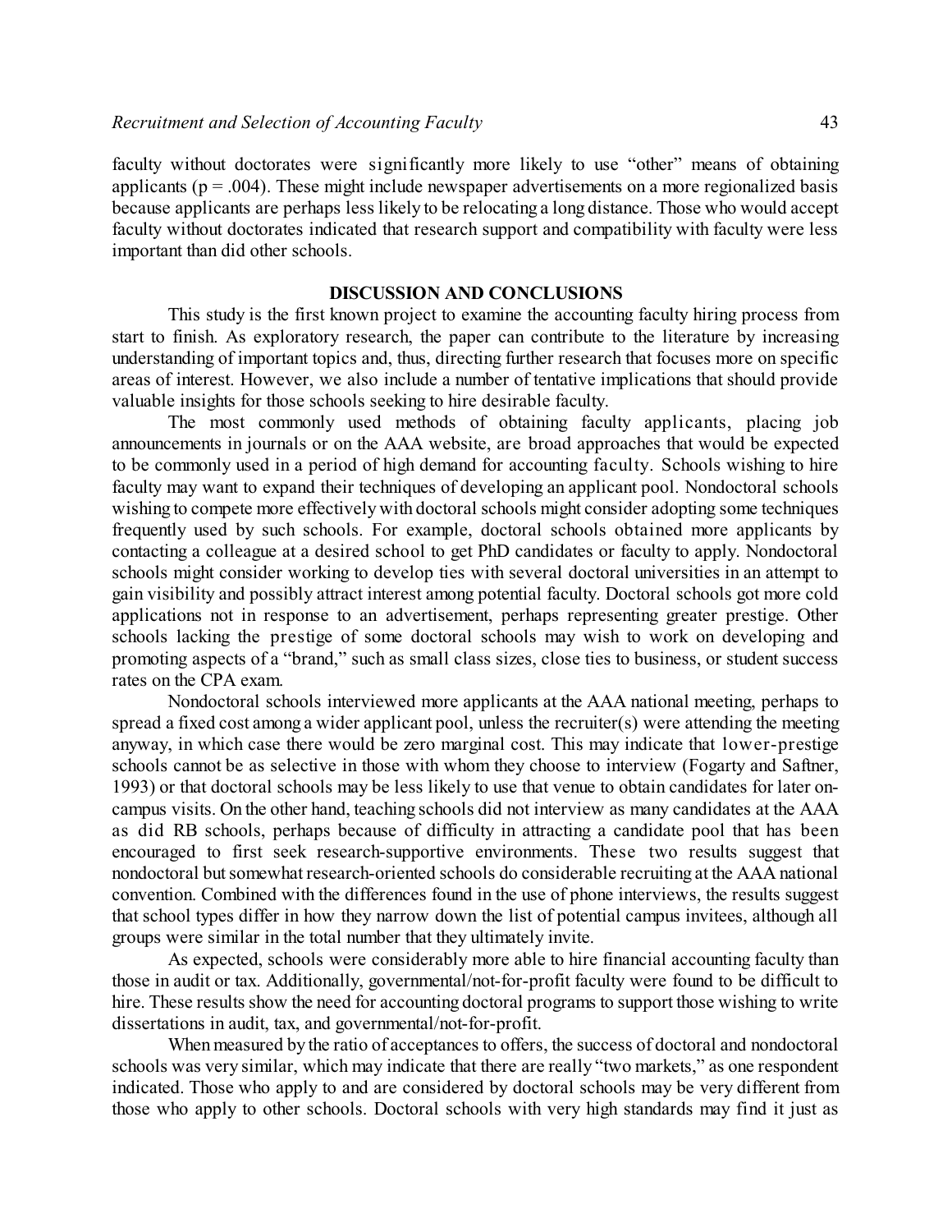faculty without doctorates were significantly more likely to use "other" means of obtaining applicants ($p = .004$). These might include newspaper advertisements on a more regionalized basis because applicants are perhaps less likely to be relocating a long distance. Those who would accept faculty without doctorates indicated that research support and compatibility with faculty were less important than did other schools.

## DISCUSSION AND CONCLUSIONS

This study is the first known project to examine the accounting faculty hiring process from start to finish. As exploratory research, the paper can contribute to the literature by increasing understanding of important topics and, thus, directing further research that focuses more on specific areas of interest. However, we also include a number of tentative implications that should provide valuable insights for those schools seeking to hire desirable faculty.

The most commonly used methods of obtaining faculty applicants, placing job announcements in journals or on the AAA website, are broad approaches that would be expected to be commonly used in a period of high demand for accounting faculty. Schools wishing to hire faculty may want to expand their techniques of developing an applicant pool. Nondoctoral schools wishing to compete more effectively with doctoral schools might consider adopting some techniques frequently used by such schools. For example, doctoral schools obtained more applicants by contacting a colleague at a desired school to get PhD candidates or faculty to apply. Nondoctoral schools might consider working to develop ties with several doctoral universities in an attempt to gain visibility and possibly attract interest among potential faculty. Doctoral schools got more cold applications not in response to an advertisement, perhaps representing greater prestige. Other schools lacking the prestige of some doctoral schools may wish to work on developing and promoting aspects of a "brand," such as small class sizes, close ties to business, or student success rates on the CPA exam.

Nondoctoral schools interviewed more applicants at the AAA national meeting, perhaps to spread a fixed cost among a wider applicant pool, unless the recruiter(s) were attending the meeting anyway, in which case there would be zero marginal cost. This may indicate that lower-prestige schools cannot be as selective in those with whom they choose to interview (Fogarty and Saftner, 1993) or that doctoral schools may be less likely to use that venue to obtain candidates for later on-campus visits. On the other hand, teaching schools did not interview as many candidates at the AAA as did RB schools, perhaps because of difficulty in attracting a candidate pool that has been encouraged to first seek research-supportive environments. These two results suggest that nondoctoral but somewhat research-oriented schools do considerable recruiting at the AAA national convention. Combined with the differences found in the use of phone interviews, the results suggest that school types differ in how they narrow down the list of potential campus invitees, although all groups were similar in the total number that they ultimately invite.

As expected, schools were considerably more able to hire financial accounting faculty than those in audit or tax. Additionally, governmental/not-for-profit faculty were found to be difficult to hire. These results show the need for accounting doctoral programs to support those wishing to write dissertations in audit, tax, and governmental/not-for-profit.

When measured by the ratio of acceptances to offers, the success of doctoral and nondoctoral schools was very similar, which may indicate that there are really "two markets," as one respondent indicated. Those who apply to and are considered by doctoral schools may be very different from those who apply to other schools. Doctoral schools with very high standards may find it just as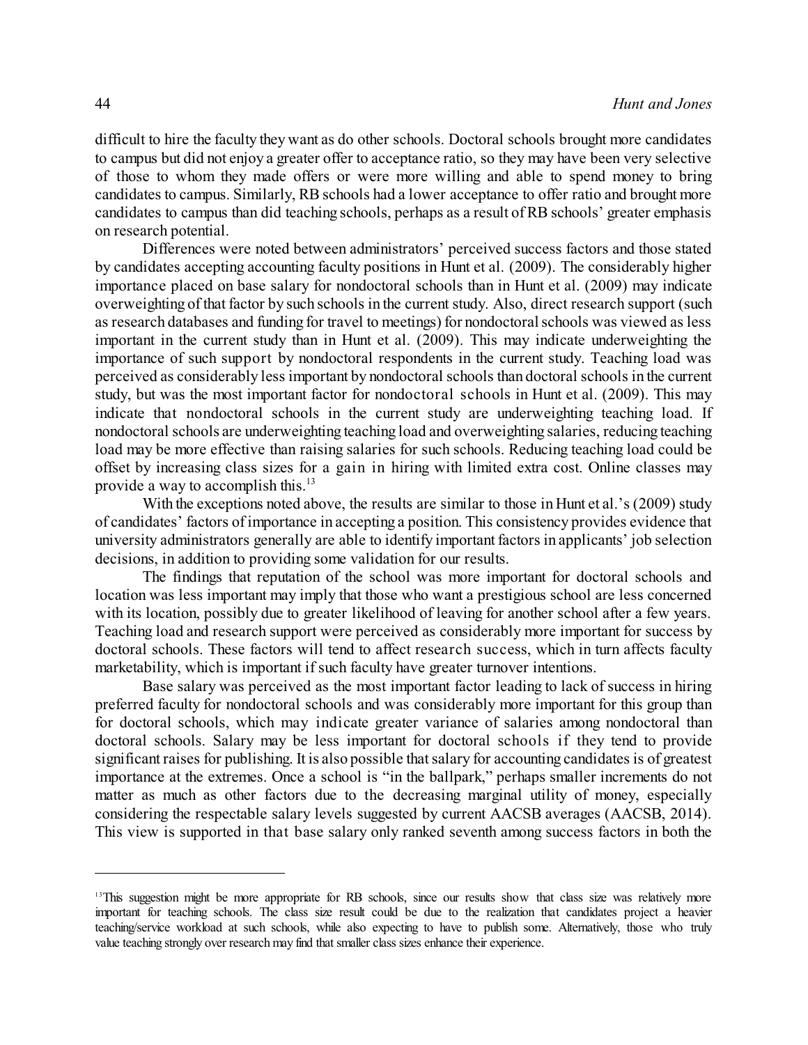difficult to hire the faculty they want as do other schools. Doctoral schools brought more candidates to campus but did not enjoy a greater offer to acceptance ratio, so they may have been very selective of those to whom they made offers or were more willing and able to spend money to bring candidates to campus. Similarly, RB schools had a lower acceptance to offer ratio and brought more candidates to campus than did teaching schools, perhaps as a result of RB schools' greater emphasis on research potential.

Differences were noted between administrators' perceived success factors and those stated by candidates accepting accounting faculty positions in Hunt et al. (2009). The considerably higher importance placed on base salary for nondoctoral schools than in Hunt et al. (2009) may indicate overweighting of that factor by such schools in the current study. Also, direct research support (such as research databases and funding for travel to meetings) for nondoctoral schools was viewed as less important in the current study than in Hunt et al. (2009). This may indicate underweighting the importance of such support by nondoctoral respondents in the current study. Teaching load was perceived as considerably less important by nondoctoral schools than doctoral schools in the current study, but was the most important factor for nondoctoral schools in Hunt et al. (2009). This may indicate that nondoctoral schools in the current study are underweighting teaching load. If nondoctoral schools are underweighting teaching load and overweighting salaries, reducing teaching load may be more effective than raising salaries for such schools. Reducing teaching load could be offset by increasing class sizes for a gain in hiring with limited extra cost. Online classes may provide a way to accomplish this.[13]

With the exceptions noted above, the results are similar to those in Hunt et al.'s (2009) study of candidates' factors of importance in accepting a position. This consistency provides evidence that university administrators generally are able to identify important factors in applicants' job selection decisions, in addition to providing some validation for our results.

The findings that reputation of the school was more important for doctoral schools and location was less important may imply that those who want a prestigious school are less concerned with its location, possibly due to greater likelihood of leaving for another school after a few years. Teaching load and research support were perceived as considerably more important for success by doctoral schools. These factors will tend to affect research success, which in turn affects faculty marketability, which is important if such faculty have greater turnover intentions.

Base salary was perceived as the most important factor leading to lack of success in hiring preferred faculty for nondoctoral schools and was considerably more important for this group than for doctoral schools, which may indicate greater variance of salaries among nondoctoral than doctoral schools. Salary may be less important for doctoral schools if they tend to provide significant raises for publishing. It is also possible that salary for accounting candidates is of greatest importance at the extremes. Once a school is "in the ballpark," perhaps smaller increments do not matter as much as other factors due to the decreasing marginal utility of money, especially considering the respectable salary levels suggested by current AACSB averages (AACSB, 2014). This view is supported in that base salary only ranked seventh among success factors in both the

---

[13] This suggestion might be more appropriate for RB schools, since our results show that class size was relatively more important for teaching schools. The class size result could be due to the realization that candidates project a heavier teaching/service workload at such schools, while also expecting to have to publish some. Alternatively, those who truly value teaching strongly over research may find that smaller class sizes enhance their experience.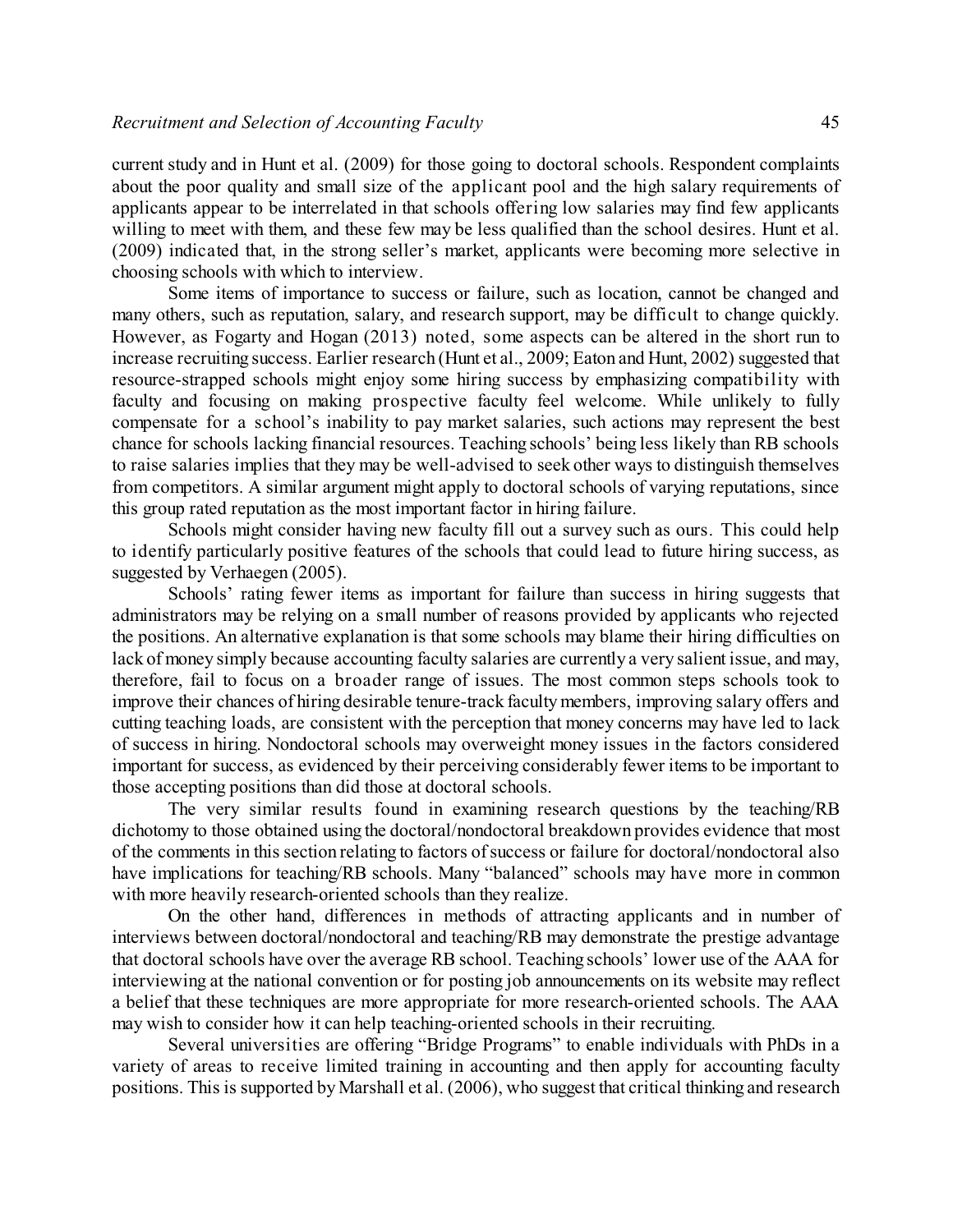current study and in Hunt et al. (2009) for those going to doctoral schools. Respondent complaints about the poor quality and small size of the applicant pool and the high salary requirements of applicants appear to be interrelated in that schools offering low salaries may find few applicants willing to meet with them, and these few may be less qualified than the school desires. Hunt et al. (2009) indicated that, in the strong seller's market, applicants were becoming more selective in choosing schools with which to interview.

Some items of importance to success or failure, such as location, cannot be changed and many others, such as reputation, salary, and research support, may be difficult to change quickly. However, as Fogarty and Hogan (2013) noted, some aspects can be altered in the short run to increase recruiting success. Earlier research (Hunt et al., 2009; Eaton and Hunt, 2002) suggested that resource-strapped schools might enjoy some hiring success by emphasizing compatibility with faculty and focusing on making prospective faculty feel welcome. While unlikely to fully compensate for a school's inability to pay market salaries, such actions may represent the best chance for schools lacking financial resources. Teaching schools' being less likely than RB schools to raise salaries implies that they may be well-advised to seek other ways to distinguish themselves from competitors. A similar argument might apply to doctoral schools of varying reputations, since this group rated reputation as the most important factor in hiring failure.

Schools might consider having new faculty fill out a survey such as ours. This could help to identify particularly positive features of the schools that could lead to future hiring success, as suggested by Verhaegen (2005).

Schools' rating fewer items as important for failure than success in hiring suggests that administrators may be relying on a small number of reasons provided by applicants who rejected the positions. An alternative explanation is that some schools may blame their hiring difficulties on lack of money simply because accounting faculty salaries are currently a very salient issue, and may, therefore, fail to focus on a broader range of issues. The most common steps schools took to improve their chances of hiring desirable tenure-track faculty members, improving salary offers and cutting teaching loads, are consistent with the perception that money concerns may have led to lack of success in hiring. Nondoctoral schools may overweight money issues in the factors considered important for success, as evidenced by their perceiving considerably fewer items to be important to those accepting positions than did those at doctoral schools.

The very similar results found in examining research questions by the teaching/RB dichotomy to those obtained using the doctoral/nondoctoral breakdown provides evidence that most of the comments in this section relating to factors of success or failure for doctoral/nondoctoral also have implications for teaching/RB schools. Many "balanced" schools may have more in common with more heavily research-oriented schools than they realize.

On the other hand, differences in methods of attracting applicants and in number of interviews between doctoral/nondoctoral and teaching/RB may demonstrate the prestige advantage that doctoral schools have over the average RB school. Teaching schools' lower use of the AAA for interviewing at the national convention or for posting job announcements on its website may reflect a belief that these techniques are more appropriate for more research-oriented schools. The AAA may wish to consider how it can help teaching-oriented schools in their recruiting.

Several universities are offering "Bridge Programs" to enable individuals with PhDs in a variety of areas to receive limited training in accounting and then apply for accounting faculty positions. This is supported by Marshall et al. (2006), who suggest that critical thinking and research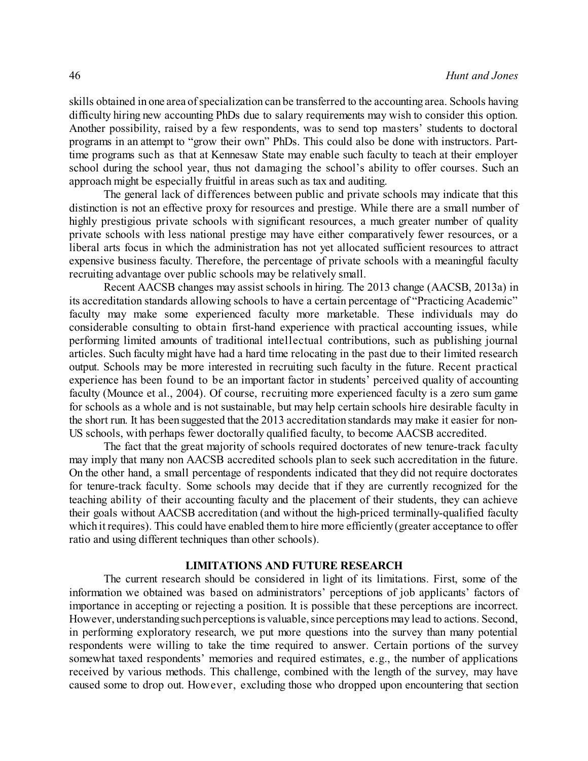skills obtained in one area of specialization can be transferred to the accounting area. Schools having difficulty hiring new accounting PhDs due to salary requirements may wish to consider this option. Another possibility, raised by a few respondents, was to send top masters' students to doctoral programs in an attempt to "grow their own" PhDs. This could also be done with instructors. Part-time programs such as that at Kennesaw State may enable such faculty to teach at their employer school during the school year, thus not damaging the school's ability to offer courses. Such an approach might be especially fruitful in areas such as tax and auditing.

The general lack of differences between public and private schools may indicate that this distinction is not an effective proxy for resources and prestige. While there are a small number of highly prestigious private schools with significant resources, a much greater number of quality private schools with less national prestige may have either comparatively fewer resources, or a liberal arts focus in which the administration has not yet allocated sufficient resources to attract expensive business faculty. Therefore, the percentage of private schools with a meaningful faculty recruiting advantage over public schools may be relatively small.

Recent AACSB changes may assist schools in hiring. The 2013 change (AACSB, 2013a) in its accreditation standards allowing schools to have a certain percentage of "Practicing Academic" faculty may make some experienced faculty more marketable. These individuals may do considerable consulting to obtain first-hand experience with practical accounting issues, while performing limited amounts of traditional intellectual contributions, such as publishing journal articles. Such faculty might have had a hard time relocating in the past due to their limited research output. Schools may be more interested in recruiting such faculty in the future. Recent practical experience has been found to be an important factor in students' perceived quality of accounting faculty (Mounce et al., 2004). Of course, recruiting more experienced faculty is a zero sum game for schools as a whole and is not sustainable, but may help certain schools hire desirable faculty in the short run. It has been suggested that the 2013 accreditation standards may make it easier for non-US schools, with perhaps fewer doctorally qualified faculty, to become AACSB accredited.

The fact that the great majority of schools required doctorates of new tenure-track faculty may imply that many non AACSB accredited schools plan to seek such accreditation in the future. On the other hand, a small percentage of respondents indicated that they did not require doctorates for tenure-track faculty. Some schools may decide that if they are currently recognized for the teaching ability of their accounting faculty and the placement of their students, they can achieve their goals without AACSB accreditation (and without the high-priced terminally-qualified faculty which it requires). This could have enabled them to hire more efficiently (greater acceptance to offer ratio and using different techniques than other schools).

## LIMITATIONS AND FUTURE RESEARCH

The current research should be considered in light of its limitations. First, some of the information we obtained was based on administrators' perceptions of job applicants' factors of importance in accepting or rejecting a position. It is possible that these perceptions are incorrect. However, understanding such perceptions is valuable, since perceptions may lead to actions. Second, in performing exploratory research, we put more questions into the survey than many potential respondents were willing to take the time required to answer. Certain portions of the survey somewhat taxed respondents' memories and required estimates, e.g., the number of applications received by various methods. This challenge, combined with the length of the survey, may have caused some to drop out. However, excluding those who dropped upon encountering that section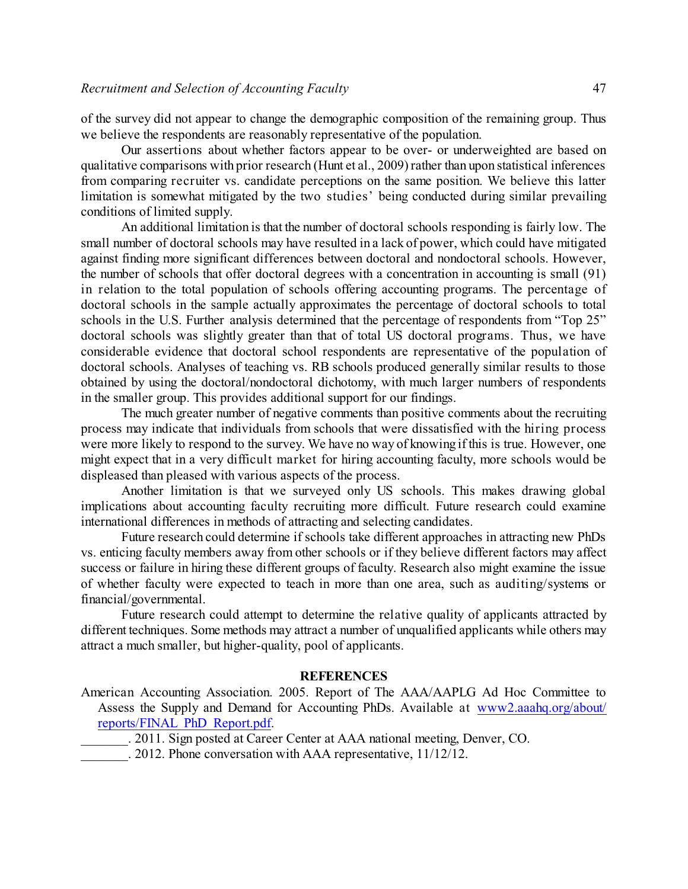of the survey did not appear to change the demographic composition of the remaining group. Thus we believe the respondents are reasonably representative of the population.

Our assertions about whether factors appear to be over- or underweighted are based on qualitative comparisons with prior research (Hunt et al., 2009) rather than upon statistical inferences from comparing recruiter vs. candidate perceptions on the same position. We believe this latter limitation is somewhat mitigated by the two studies' being conducted during similar prevailing conditions of limited supply.

An additional limitation is that the number of doctoral schools responding is fairly low. The small number of doctoral schools may have resulted in a lack of power, which could have mitigated against finding more significant differences between doctoral and nondoctoral schools. However, the number of schools that offer doctoral degrees with a concentration in accounting is small (91) in relation to the total population of schools offering accounting programs. The percentage of doctoral schools in the sample actually approximates the percentage of doctoral schools to total schools in the U.S. Further analysis determined that the percentage of respondents from "Top 25" doctoral schools was slightly greater than that of total US doctoral programs. Thus, we have considerable evidence that doctoral school respondents are representative of the population of doctoral schools. Analyses of teaching vs. RB schools produced generally similar results to those obtained by using the doctoral/nondoctoral dichotomy, with much larger numbers of respondents in the smaller group. This provides additional support for our findings.

The much greater number of negative comments than positive comments about the recruiting process may indicate that individuals from schools that were dissatisfied with the hiring process were more likely to respond to the survey. We have no way of knowing if this is true. However, one might expect that in a very difficult market for hiring accounting faculty, more schools would be displeased than pleased with various aspects of the process.

Another limitation is that we surveyed only US schools. This makes drawing global implications about accounting faculty recruiting more difficult. Future research could examine international differences in methods of attracting and selecting candidates.

Future research could determine if schools take different approaches in attracting new PhDs vs. enticing faculty members away from other schools or if they believe different factors may affect success or failure in hiring these different groups of faculty. Research also might examine the issue of whether faculty were expected to teach in more than one area, such as auditing/systems or financial/governmental.

Future research could attempt to determine the relative quality of applicants attracted by different techniques. Some methods may attract a number of unqualified applicants while others may attract a much smaller, but higher-quality, pool of applicants.

## REFERENCES

American Accounting Association. 2005. Report of The AAA/AAPLG Ad Hoc Committee to Assess the Supply and Demand for Accounting PhDs. Available at www2.aaahq.org/about/reports/FINAL_PhD_Report.pdf.

_______. 2011. Sign posted at Career Center at AAA national meeting, Denver, CO.

_______. 2012. Phone conversation with AAA representative, 11/12/12.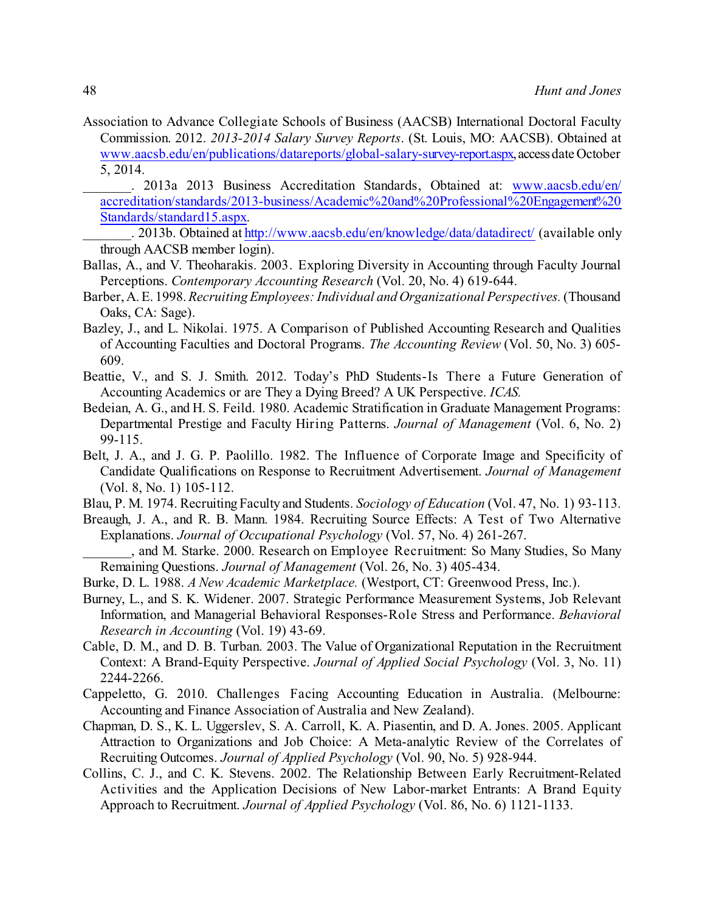Association to Advance Collegiate Schools of Business (AACSB) International Doctoral Faculty Commission. 2012. *2013-2014 Salary Survey Reports*. (St. Louis, MO: AACSB). Obtained at www.aacsb.edu/en/publications/datareports/global-salary-survey-report.aspx, access date October 5, 2014.

_______. 2013a 2013 Business Accreditation Standards, Obtained at: www.aacsb.edu/en/accreditation/standards/2013-business/Academic%20and%20Professional%20Engagement%20Standards/standard15.aspx.

_______. 2013b. Obtained at http://www.aacsb.edu/en/knowledge/data/datadirect/ (available only through AACSB member login).

Ballas, A., and V. Theoharakis. 2003. Exploring Diversity in Accounting through Faculty Journal Perceptions. *Contemporary Accounting Research* (Vol. 20, No. 4) 619-644.

Barber, A. E. 1998. *Recruiting Employees: Individual and Organizational Perspectives.* (Thousand Oaks, CA: Sage).

Bazley, J., and L. Nikolai. 1975. A Comparison of Published Accounting Research and Qualities of Accounting Faculties and Doctoral Programs. *The Accounting Review* (Vol. 50, No. 3) 605-609.

Beattie, V., and S. J. Smith. 2012. Today's PhD Students-Is There a Future Generation of Accounting Academics or are They a Dying Breed? A UK Perspective. *ICAS.*

Bedeian, A. G., and H. S. Feild. 1980. Academic Stratification in Graduate Management Programs: Departmental Prestige and Faculty Hiring Patterns. *Journal of Management* (Vol. 6, No. 2) 99-115.

Belt, J. A., and J. G. P. Paolillo. 1982. The Influence of Corporate Image and Specificity of Candidate Qualifications on Response to Recruitment Advertisement. *Journal of Management* (Vol. 8, No. 1) 105-112.

Blau, P. M. 1974. Recruiting Faculty and Students. *Sociology of Education* (Vol. 47, No. 1) 93-113.

Breaugh, J. A., and R. B. Mann. 1984. Recruiting Source Effects: A Test of Two Alternative Explanations. *Journal of Occupational Psychology* (Vol. 57, No. 4) 261-267.

_______, and M. Starke. 2000. Research on Employee Recruitment: So Many Studies, So Many Remaining Questions. *Journal of Management* (Vol. 26, No. 3) 405-434.

Burke, D. L. 1988. *A New Academic Marketplace.* (Westport, CT: Greenwood Press, Inc.).

Burney, L., and S. K. Widener. 2007. Strategic Performance Measurement Systems, Job Relevant Information, and Managerial Behavioral Responses-Role Stress and Performance. *Behavioral Research in Accounting* (Vol. 19) 43-69.

Cable, D. M., and D. B. Turban. 2003. The Value of Organizational Reputation in the Recruitment Context: A Brand-Equity Perspective. *Journal of Applied Social Psychology* (Vol. 3, No. 11) 2244-2266.

Cappeletto, G. 2010. Challenges Facing Accounting Education in Australia. (Melbourne: Accounting and Finance Association of Australia and New Zealand).

Chapman, D. S., K. L. Uggerslev, S. A. Carroll, K. A. Piasentin, and D. A. Jones. 2005. Applicant Attraction to Organizations and Job Choice: A Meta-analytic Review of the Correlates of Recruiting Outcomes. *Journal of Applied Psychology* (Vol. 90, No. 5) 928-944.

Collins, C. J., and C. K. Stevens. 2002. The Relationship Between Early Recruitment-Related Activities and the Application Decisions of New Labor-market Entrants: A Brand Equity Approach to Recruitment. *Journal of Applied Psychology* (Vol. 86, No. 6) 1121-1133.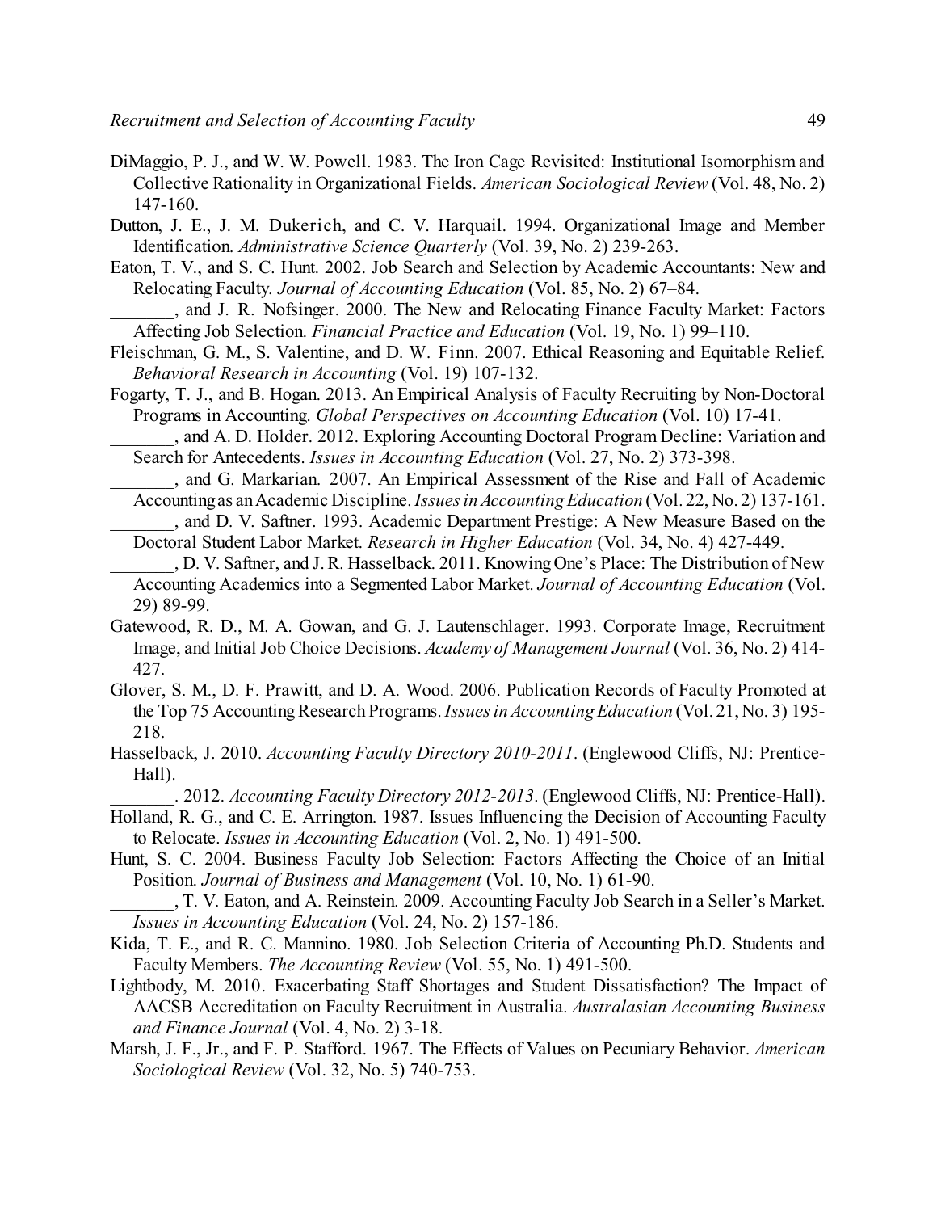DiMaggio, P. J., and W. W. Powell. 1983. The Iron Cage Revisited: Institutional Isomorphism and Collective Rationality in Organizational Fields. *American Sociological Review* (Vol. 48, No. 2) 147-160.

Dutton, J. E., J. M. Dukerich, and C. V. Harquail. 1994. Organizational Image and Member Identification. *Administrative Science Quarterly* (Vol. 39, No. 2) 239-263.

Eaton, T. V., and S. C. Hunt. 2002. Job Search and Selection by Academic Accountants: New and Relocating Faculty. *Journal of Accounting Education* (Vol. 85, No. 2) 67–84.

_______, and J. R. Nofsinger. 2000. The New and Relocating Finance Faculty Market: Factors Affecting Job Selection. *Financial Practice and Education* (Vol. 19, No. 1) 99–110.

Fleischman, G. M., S. Valentine, and D. W. Finn. 2007. Ethical Reasoning and Equitable Relief. *Behavioral Research in Accounting* (Vol. 19) 107-132.

Fogarty, T. J., and B. Hogan. 2013. An Empirical Analysis of Faculty Recruiting by Non-Doctoral Programs in Accounting. *Global Perspectives on Accounting Education* (Vol. 10) 17-41.

_______, and A. D. Holder. 2012. Exploring Accounting Doctoral Program Decline: Variation and Search for Antecedents. *Issues in Accounting Education* (Vol. 27, No. 2) 373-398.

_______, and G. Markarian. 2007. An Empirical Assessment of the Rise and Fall of Academic Accounting as an Academic Discipline. *Issues in Accounting Education* (Vol. 22, No. 2) 137-161.

_______, and D. V. Saftner. 1993. Academic Department Prestige: A New Measure Based on the Doctoral Student Labor Market. *Research in Higher Education* (Vol. 34, No. 4) 427-449.

_______, D. V. Saftner, and J. R. Hasselback. 2011. Knowing One's Place: The Distribution of New Accounting Academics into a Segmented Labor Market. *Journal of Accounting Education* (Vol. 29) 89-99.

Gatewood, R. D., M. A. Gowan, and G. J. Lautenschlager. 1993. Corporate Image, Recruitment Image, and Initial Job Choice Decisions. *Academy of Management Journal* (Vol. 36, No. 2) 414-427.

Glover, S. M., D. F. Prawitt, and D. A. Wood. 2006. Publication Records of Faculty Promoted at the Top 75 Accounting Research Programs. *Issues in Accounting Education* (Vol. 21, No. 3) 195-218.

Hasselback, J. 2010. *Accounting Faculty Directory 2010-2011*. (Englewood Cliffs, NJ: Prentice-Hall).

_______. 2012. *Accounting Faculty Directory 2012-2013*. (Englewood Cliffs, NJ: Prentice-Hall).

Holland, R. G., and C. E. Arrington. 1987. Issues Influencing the Decision of Accounting Faculty to Relocate. *Issues in Accounting Education* (Vol. 2, No. 1) 491-500.

Hunt, S. C. 2004. Business Faculty Job Selection: Factors Affecting the Choice of an Initial Position. *Journal of Business and Management* (Vol. 10, No. 1) 61-90.

_______, T. V. Eaton, and A. Reinstein. 2009. Accounting Faculty Job Search in a Seller's Market. *Issues in Accounting Education* (Vol. 24, No. 2) 157-186.

Kida, T. E., and R. C. Mannino. 1980. Job Selection Criteria of Accounting Ph.D. Students and Faculty Members. *The Accounting Review* (Vol. 55, No. 1) 491-500.

Lightbody, M. 2010. Exacerbating Staff Shortages and Student Dissatisfaction? The Impact of AACSB Accreditation on Faculty Recruitment in Australia. *Australasian Accounting Business and Finance Journal* (Vol. 4, No. 2) 3-18.

Marsh, J. F., Jr., and F. P. Stafford. 1967. The Effects of Values on Pecuniary Behavior. *American Sociological Review* (Vol. 32, No. 5) 740-753.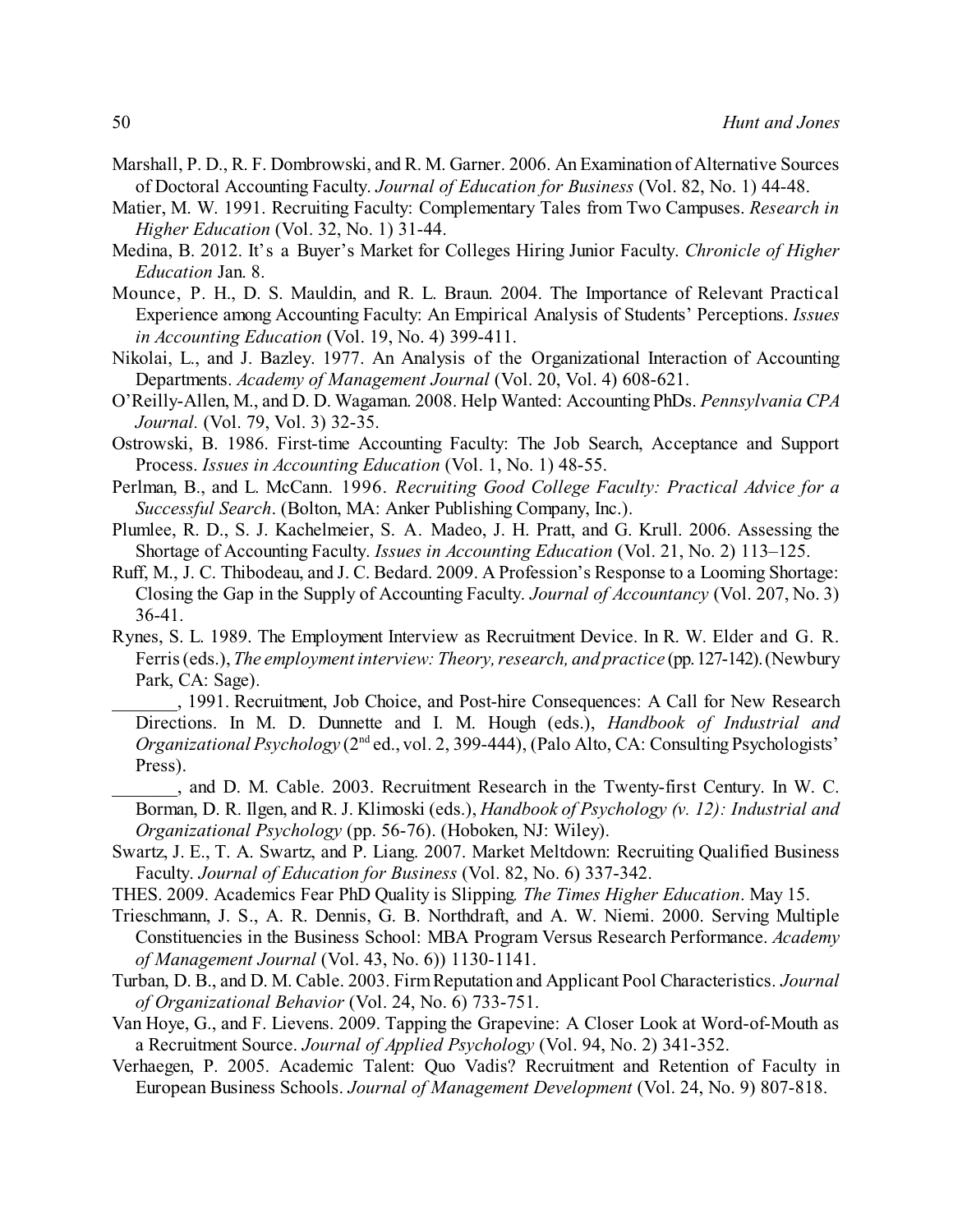Marshall, P. D., R. F. Dombrowski, and R. M. Garner. 2006. An Examination of Alternative Sources of Doctoral Accounting Faculty. *Journal of Education for Business* (Vol. 82, No. 1) 44-48.

Matier, M. W. 1991. Recruiting Faculty: Complementary Tales from Two Campuses. *Research in Higher Education* (Vol. 32, No. 1) 31-44.

Medina, B. 2012. It's a Buyer's Market for Colleges Hiring Junior Faculty. *Chronicle of Higher Education* Jan. 8.

Mounce, P. H., D. S. Mauldin, and R. L. Braun. 2004. The Importance of Relevant Practical Experience among Accounting Faculty: An Empirical Analysis of Students' Perceptions. *Issues in Accounting Education* (Vol. 19, No. 4) 399-411.

Nikolai, L., and J. Bazley. 1977. An Analysis of the Organizational Interaction of Accounting Departments. *Academy of Management Journal* (Vol. 20, Vol. 4) 608-621.

O'Reilly-Allen, M., and D. D. Wagaman. 2008. Help Wanted: Accounting PhDs. *Pennsylvania CPA Journal.* (Vol. 79, Vol. 3) 32-35.

Ostrowski, B. 1986. First-time Accounting Faculty: The Job Search, Acceptance and Support Process. *Issues in Accounting Education* (Vol. 1, No. 1) 48-55.

Perlman, B., and L. McCann. 1996. *Recruiting Good College Faculty: Practical Advice for a Successful Search*. (Bolton, MA: Anker Publishing Company, Inc.).

Plumlee, R. D., S. J. Kachelmeier, S. A. Madeo, J. H. Pratt, and G. Krull. 2006. Assessing the Shortage of Accounting Faculty. *Issues in Accounting Education* (Vol. 21, No. 2) 113–125.

Ruff, M., J. C. Thibodeau, and J. C. Bedard. 2009. A Profession's Response to a Looming Shortage: Closing the Gap in the Supply of Accounting Faculty. *Journal of Accountancy* (Vol. 207, No. 3) 36-41.

Rynes, S. L. 1989. The Employment Interview as Recruitment Device. In R. W. Elder and G. R. Ferris (eds.), *The employment interview: Theory, research, and practice* (pp. 127-142). (Newbury Park, CA: Sage).

_______, 1991. Recruitment, Job Choice, and Post-hire Consequences: A Call for New Research Directions. In M. D. Dunnette and I. M. Hough (eds.), *Handbook of Industrial and Organizational Psychology* (2nd ed., vol. 2, 399-444), (Palo Alto, CA: Consulting Psychologists' Press).

_______, and D. M. Cable. 2003. Recruitment Research in the Twenty-first Century. In W. C. Borman, D. R. Ilgen, and R. J. Klimoski (eds.), *Handbook of Psychology (v. 12): Industrial and Organizational Psychology* (pp. 56-76). (Hoboken, NJ: Wiley).

Swartz, J. E., T. A. Swartz, and P. Liang. 2007. Market Meltdown: Recruiting Qualified Business Faculty. *Journal of Education for Business* (Vol. 82, No. 6) 337-342.

THES. 2009. Academics Fear PhD Quality is Slipping. *The Times Higher Education*. May 15.

Trieschmann, J. S., A. R. Dennis, G. B. Northdraft, and A. W. Niemi. 2000. Serving Multiple Constituencies in the Business School: MBA Program Versus Research Performance. *Academy of Management Journal* (Vol. 43, No. 6)) 1130-1141.

Turban, D. B., and D. M. Cable. 2003. Firm Reputation and Applicant Pool Characteristics. *Journal of Organizational Behavior* (Vol. 24, No. 6) 733-751.

Van Hoye, G., and F. Lievens. 2009. Tapping the Grapevine: A Closer Look at Word-of-Mouth as a Recruitment Source. *Journal of Applied Psychology* (Vol. 94, No. 2) 341-352.

Verhaegen, P. 2005. Academic Talent: Quo Vadis? Recruitment and Retention of Faculty in European Business Schools. *Journal of Management Development* (Vol. 24, No. 9) 807-818.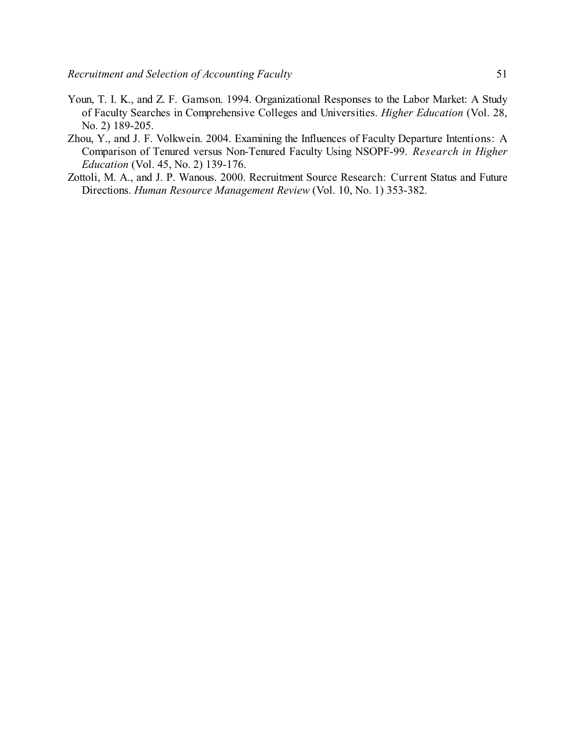Youn, T. I. K., and Z. F. Gamson. 1994. Organizational Responses to the Labor Market: A Study of Faculty Searches in Comprehensive Colleges and Universities. *Higher Education* (Vol. 28, No. 2) 189-205.

Zhou, Y., and J. F. Volkwein. 2004. Examining the Influences of Faculty Departure Intentions: A Comparison of Tenured versus Non-Tenured Faculty Using NSOPF-99. *Research in Higher Education* (Vol. 45, No. 2) 139-176.

Zottoli, M. A., and J. P. Wanous. 2000. Recruitment Source Research: Current Status and Future Directions. *Human Resource Management Review* (Vol. 10, No. 1) 353-382.